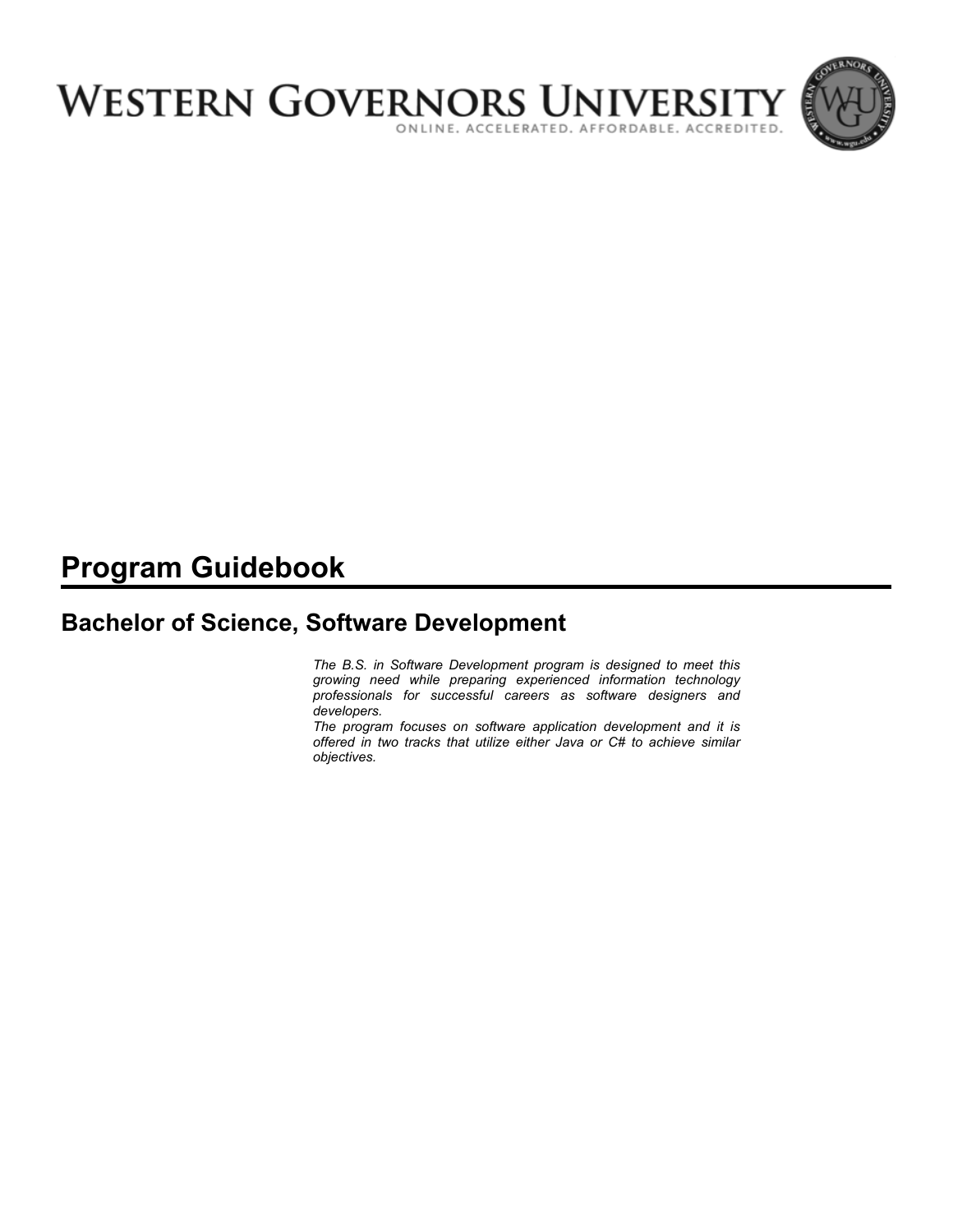# WESTERN GOVERNORS UNIVERSITY

ONLINE. ACCELERATED. AFFORDABLE. ACCREDITED.

# Program Guidebook

## Bachelor of Science, Software Development

*The B.S. in Software Development program is designed to meet this growing need while preparing experienced information technology professionals for successful careers as software designers and developers.*

*The program focuses on software application development and it is offered in two tracks that utilize either Java or C# to achieve similar objectives.*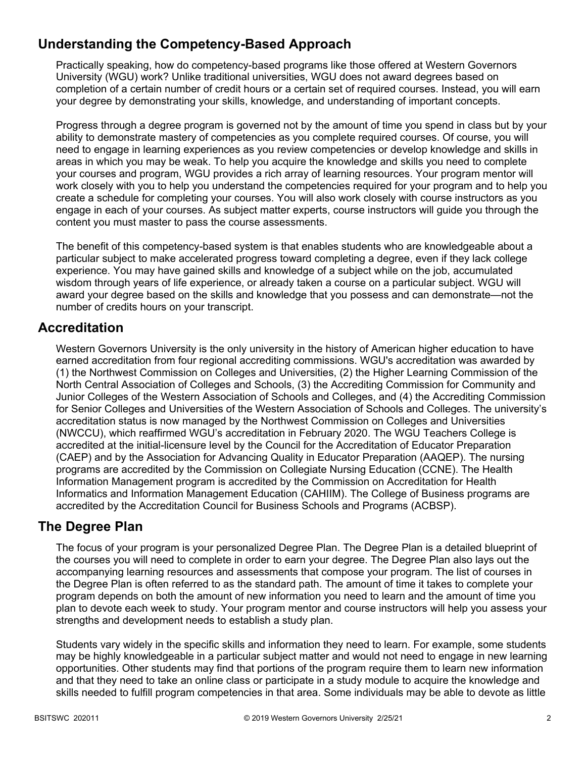## Understanding the Competency-Based Approach

Practically speaking, how do competency-based programs like those offered at Western Governors University (WGU) work? Unlike traditional universities, WGU does not award degrees based on completion of a certain number of credit hours or a certain set of required courses. Instead, you will earn your degree by demonstrating your skills, knowledge, and understanding of important concepts.

Progress through a degree program is governed not by the amount of time you spend in class but by your ability to demonstrate mastery of competencies as you complete required courses. Of course, you will need to engage in learning experiences as you review competencies or develop knowledge and skills in areas in which you may be weak. To help you acquire the knowledge and skills you need to complete your courses and program, WGU provides a rich array of learning resources. Your program mentor will work closely with you to help you understand the competencies required for your program and to help you create a schedule for completing your courses. You will also work closely with course instructors as you engage in each of your courses. As subject matter experts, course instructors will guide you through the content you must master to pass the course assessments.

The benefit of this competency-based system is that enables students who are knowledgeable about a particular subject to make accelerated progress toward completing a degree, even if they lack college experience. You may have gained skills and knowledge of a subject while on the job, accumulated wisdom through years of life experience, or already taken a course on a particular subject. WGU will award your degree based on the skills and knowledge that you possess and can demonstrate—not the number of credits hours on your transcript.

## Accreditation

Western Governors University is the only university in the history of American higher education to have earned accreditation from four regional accrediting commissions. WGU's accreditation was awarded by (1) the Northwest Commission on Colleges and Universities, (2) the Higher Learning Commission of the North Central Association of Colleges and Schools, (3) the Accrediting Commission for Community and Junior Colleges of the Western Association of Schools and Colleges, and (4) the Accrediting Commission for Senior Colleges and Universities of the Western Association of Schools and Colleges. The university's accreditation status is now managed by the Northwest Commission on Colleges and Universities (NWCCU), which reaffirmed WGU's accreditation in February 2020. The WGU Teachers College is accredited at the initial-licensure level by the Council for the Accreditation of Educator Preparation (CAEP) and by the Association for Advancing Quality in Educator Preparation (AAQEP). The nursing programs are accredited by the Commission on Collegiate Nursing Education (CCNE). The Health Information Management program is accredited by the Commission on Accreditation for Health Informatics and Information Management Education (CAHIIM). The College of Business programs are accredited by the Accreditation Council for Business Schools and Programs (ACBSP).

## The Degree Plan

The focus of your program is your personalized Degree Plan. The Degree Plan is a detailed blueprint of the courses you will need to complete in order to earn your degree. The Degree Plan also lays out the accompanying learning resources and assessments that compose your program. The list of courses in the Degree Plan is often referred to as the standard path. The amount of time it takes to complete your program depends on both the amount of new information you need to learn and the amount of time you plan to devote each week to study. Your program mentor and course instructors will help you assess your strengths and development needs to establish a study plan.

Students vary widely in the specific skills and information they need to learn. For example, some students may be highly knowledgeable in a particular subject matter and would not need to engage in new learning opportunities. Other students may find that portions of the program require them to learn new information and that they need to take an online class or participate in a study module to acquire the knowledge and skills needed to fulfill program competencies in that area. Some individuals may be able to devote as little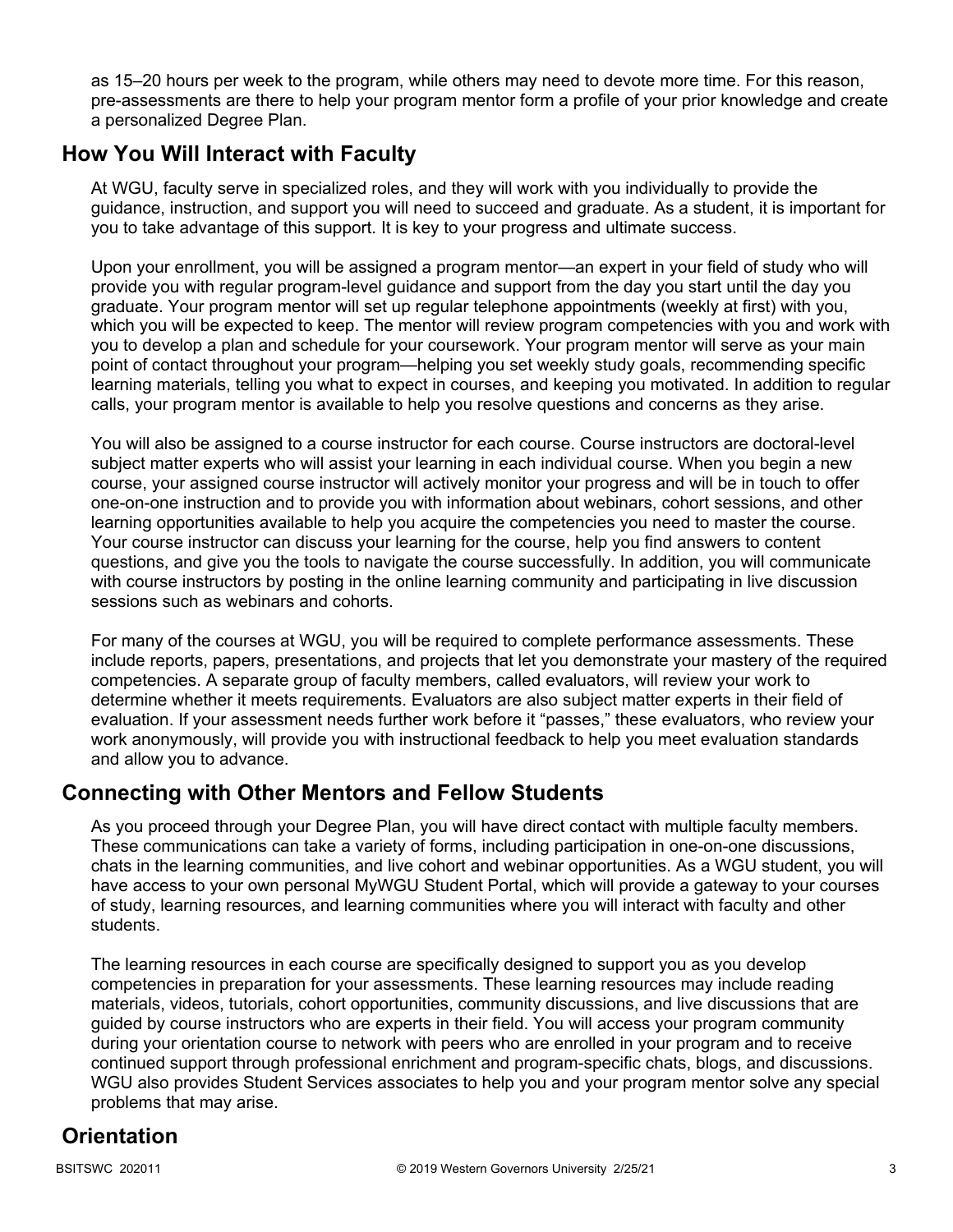as 15–20 hours per week to the program, while others may need to devote more time. For this reason, pre-assessments are there to help your program mentor form a profile of your prior knowledge and create a personalized Degree Plan.

## How You Will Interact with Faculty

At WGU, faculty serve in specialized roles, and they will work with you individually to provide the guidance, instruction, and support you will need to succeed and graduate. As a student, it is important for you to take advantage of this support. It is key to your progress and ultimate success.

Upon your enrollment, you will be assigned a program mentor—an expert in your field of study who will provide you with regular program-level guidance and support from the day you start until the day you graduate. Your program mentor will set up regular telephone appointments (weekly at first) with you, which you will be expected to keep. The mentor will review program competencies with you and work with you to develop a plan and schedule for your coursework. Your program mentor will serve as your main point of contact throughout your program—helping you set weekly study goals, recommending specific learning materials, telling you what to expect in courses, and keeping you motivated. In addition to regular calls, your program mentor is available to help you resolve questions and concerns as they arise.

You will also be assigned to a course instructor for each course. Course instructors are doctoral-level subject matter experts who will assist your learning in each individual course. When you begin a new course, your assigned course instructor will actively monitor your progress and will be in touch to offer one-on-one instruction and to provide you with information about webinars, cohort sessions, and other learning opportunities available to help you acquire the competencies you need to master the course. Your course instructor can discuss your learning for the course, help you find answers to content questions, and give you the tools to navigate the course successfully. In addition, you will communicate with course instructors by posting in the online learning community and participating in live discussion sessions such as webinars and cohorts.

For many of the courses at WGU, you will be required to complete performance assessments. These include reports, papers, presentations, and projects that let you demonstrate your mastery of the required competencies. A separate group of faculty members, called evaluators, will review your work to determine whether it meets requirements. Evaluators are also subject matter experts in their field of evaluation. If your assessment needs further work before it "passes," these evaluators, who review your work anonymously, will provide you with instructional feedback to help you meet evaluation standards and allow you to advance.

## Connecting with Other Mentors and Fellow Students

As you proceed through your Degree Plan, you will have direct contact with multiple faculty members. These communications can take a variety of forms, including participation in one-on-one discussions, chats in the learning communities, and live cohort and webinar opportunities. As a WGU student, you will have access to your own personal MyWGU Student Portal, which will provide a gateway to your courses of study, learning resources, and learning communities where you will interact with faculty and other students.

The learning resources in each course are specifically designed to support you as you develop competencies in preparation for your assessments. These learning resources may include reading materials, videos, tutorials, cohort opportunities, community discussions, and live discussions that are guided by course instructors who are experts in their field. You will access your program community during your orientation course to network with peers who are enrolled in your program and to receive continued support through professional enrichment and program-specific chats, blogs, and discussions. WGU also provides Student Services associates to help you and your program mentor solve any special problems that may arise.

## Orientation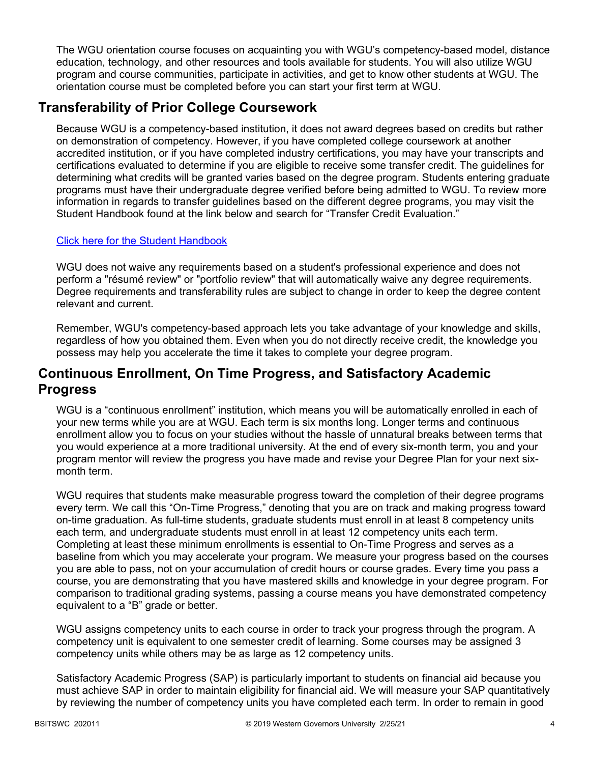The WGU orientation course focuses on acquainting you with WGU's competency-based model, distance education, technology, and other resources and tools available for students. You will also utilize WGU program and course communities, participate in activities, and get to know other students at WGU. The orientation course must be completed before you can start your first term at WGU.

## Transferability of Prior College Coursework

Because WGU is a competency-based institution, it does not award degrees based on credits but rather on demonstration of competency. However, if you have completed college coursework at another accredited institution, or if you have completed industry certifications, you may have your transcripts and certifications evaluated to determine if you are eligible to receive some transfer credit. The guidelines for determining what credits will be granted varies based on the degree program. Students entering graduate programs must have their undergraduate degree verified before being admitted to WGU. To review more information in regards to transfer guidelines based on the different degree programs, you may visit the Student Handbook found at the link below and search for "Transfer Credit Evaluation."

Click here for the Student Handbook

WGU does not waive any requirements based on a student's professional experience and does not perform a "résumé review" or "portfolio review" that will automatically waive any degree requirements. Degree requirements and transferability rules are subject to change in order to keep the degree content relevant and current.

Remember, WGU's competency-based approach lets you take advantage of your knowledge and skills, regardless of how you obtained them. Even when you do not directly receive credit, the knowledge you possess may help you accelerate the time it takes to complete your degree program.

## Continuous Enrollment, On Time Progress, and Satisfactory Academic Progress

WGU is a "continuous enrollment" institution, which means you will be automatically enrolled in each of your new terms while you are at WGU. Each term is six months long. Longer terms and continuous enrollment allow you to focus on your studies without the hassle of unnatural breaks between terms that you would experience at a more traditional university. At the end of every six-month term, you and your program mentor will review the progress you have made and revise your Degree Plan for your next six-month term.

WGU requires that students make measurable progress toward the completion of their degree programs every term. We call this "On-Time Progress," denoting that you are on track and making progress toward on-time graduation. As full-time students, graduate students must enroll in at least 8 competency units each term, and undergraduate students must enroll in at least 12 competency units each term. Completing at least these minimum enrollments is essential to On-Time Progress and serves as a baseline from which you may accelerate your program. We measure your progress based on the courses you are able to pass, not on your accumulation of credit hours or course grades. Every time you pass a course, you are demonstrating that you have mastered skills and knowledge in your degree program. For comparison to traditional grading systems, passing a course means you have demonstrated competency equivalent to a "B" grade or better.

WGU assigns competency units to each course in order to track your progress through the program. A competency unit is equivalent to one semester credit of learning. Some courses may be assigned 3 competency units while others may be as large as 12 competency units.

Satisfactory Academic Progress (SAP) is particularly important to students on financial aid because you must achieve SAP in order to maintain eligibility for financial aid. We will measure your SAP quantitatively by reviewing the number of competency units you have completed each term. In order to remain in good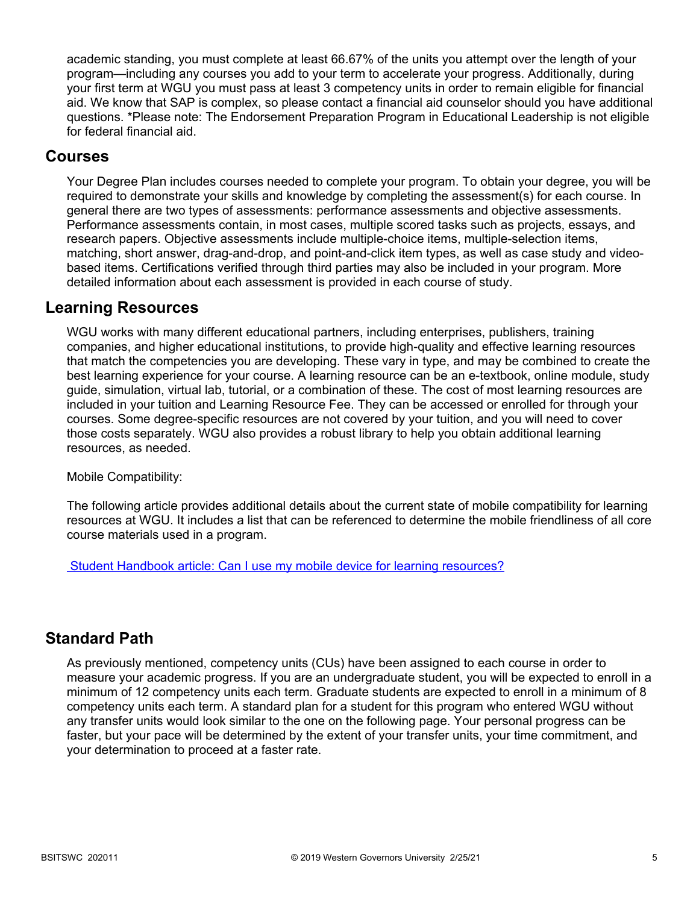academic standing, you must complete at least 66.67% of the units you attempt over the length of your program—including any courses you add to your term to accelerate your progress. Additionally, during your first term at WGU you must pass at least 3 competency units in order to remain eligible for financial aid. We know that SAP is complex, so please contact a financial aid counselor should you have additional questions. *Please note: The Endorsement Preparation Program in Educational Leadership is not eligible for federal financial aid.

## Courses

Your Degree Plan includes courses needed to complete your program. To obtain your degree, you will be required to demonstrate your skills and knowledge by completing the assessment(s) for each course. In general there are two types of assessments: performance assessments and objective assessments. Performance assessments contain, in most cases, multiple scored tasks such as projects, essays, and research papers. Objective assessments include multiple-choice items, multiple-selection items, matching, short answer, drag-and-drop, and point-and-click item types, as well as case study and video-based items. Certifications verified through third parties may also be included in your program. More detailed information about each assessment is provided in each course of study.

## Learning Resources

WGU works with many different educational partners, including enterprises, publishers, training companies, and higher educational institutions, to provide high-quality and effective learning resources that match the competencies you are developing. These vary in type, and may be combined to create the best learning experience for your course. A learning resource can be an e-textbook, online module, study guide, simulation, virtual lab, tutorial, or a combination of these. The cost of most learning resources are included in your tuition and Learning Resource Fee. They can be accessed or enrolled for through your courses. Some degree-specific resources are not covered by your tuition, and you will need to cover those costs separately. WGU also provides a robust library to help you obtain additional learning resources, as needed.

Mobile Compatibility:

The following article provides additional details about the current state of mobile compatibility for learning resources at WGU. It includes a list that can be referenced to determine the mobile friendliness of all core course materials used in a program.

Student Handbook article: Can I use my mobile device for learning resources?

## Standard Path

As previously mentioned, competency units (CUs) have been assigned to each course in order to measure your academic progress. If you are an undergraduate student, you will be expected to enroll in a minimum of 12 competency units each term. Graduate students are expected to enroll in a minimum of 8 competency units each term. A standard plan for a student for this program who entered WGU without any transfer units would look similar to the one on the following page. Your personal progress can be faster, but your pace will be determined by the extent of your transfer units, your time commitment, and your determination to proceed at a faster rate.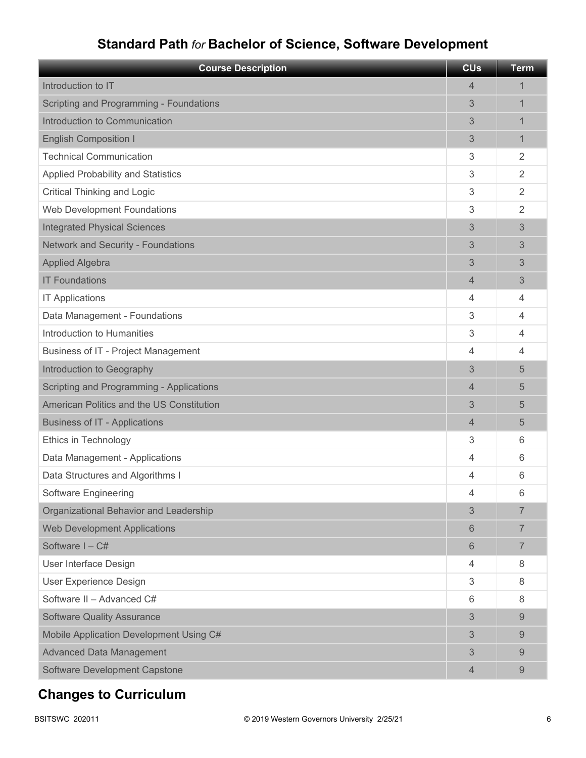## Standard Path *for* Bachelor of Science, Software Development

| Course Description | CUs | Term |
|---|---|---|
| Introduction to IT | 4 | 1 |
| Scripting and Programming - Foundations | 3 | 1 |
| Introduction to Communication | 3 | 1 |
| English Composition I | 3 | 1 |
| Technical Communication | 3 | 2 |
| Applied Probability and Statistics | 3 | 2 |
| Critical Thinking and Logic | 3 | 2 |
| Web Development Foundations | 3 | 2 |
| Integrated Physical Sciences | 3 | 3 |
| Network and Security - Foundations | 3 | 3 |
| Applied Algebra | 3 | 3 |
| IT Foundations | 4 | 3 |
| IT Applications | 4 | 4 |
| Data Management - Foundations | 3 | 4 |
| Introduction to Humanities | 3 | 4 |
| Business of IT - Project Management | 4 | 4 |
| Introduction to Geography | 3 | 5 |
| Scripting and Programming - Applications | 4 | 5 |
| American Politics and the US Constitution | 3 | 5 |
| Business of IT - Applications | 4 | 5 |
| Ethics in Technology | 3 | 6 |
| Data Management - Applications | 4 | 6 |
| Data Structures and Algorithms I | 4 | 6 |
| Software Engineering | 4 | 6 |
| Organizational Behavior and Leadership | 3 | 7 |
| Web Development Applications | 6 | 7 |
| Software I – C# | 6 | 7 |
| User Interface Design | 4 | 8 |
| User Experience Design | 3 | 8 |
| Software II – Advanced C# | 6 | 8 |
| Software Quality Assurance | 3 | 9 |
| Mobile Application Development Using C# | 3 | 9 |
| Advanced Data Management | 3 | 9 |
| Software Development Capstone | 4 | 9 |

## Changes to Curriculum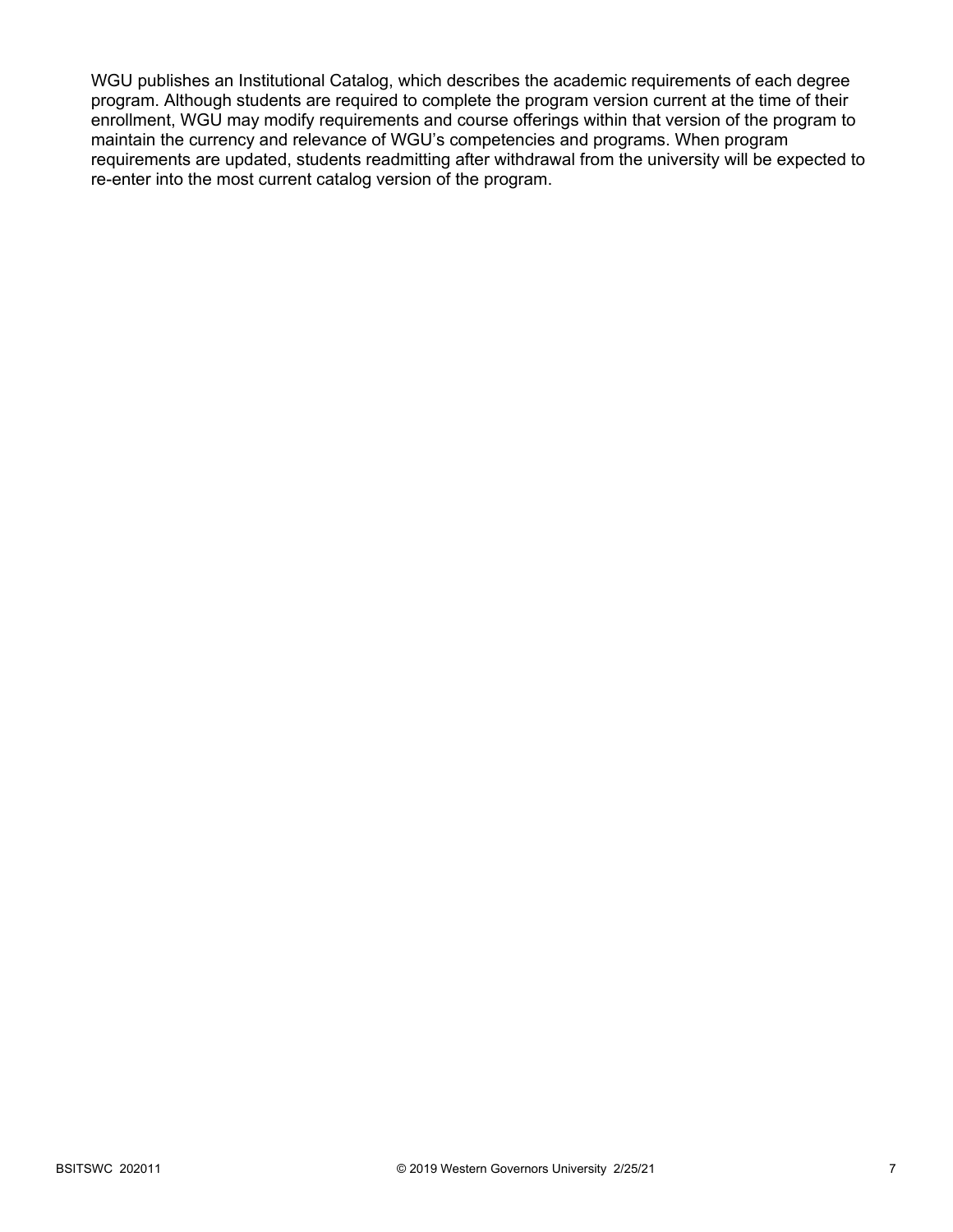WGU publishes an Institutional Catalog, which describes the academic requirements of each degree program. Although students are required to complete the program version current at the time of their enrollment, WGU may modify requirements and course offerings within that version of the program to maintain the currency and relevance of WGU's competencies and programs. When program requirements are updated, students readmitting after withdrawal from the university will be expected to re-enter into the most current catalog version of the program.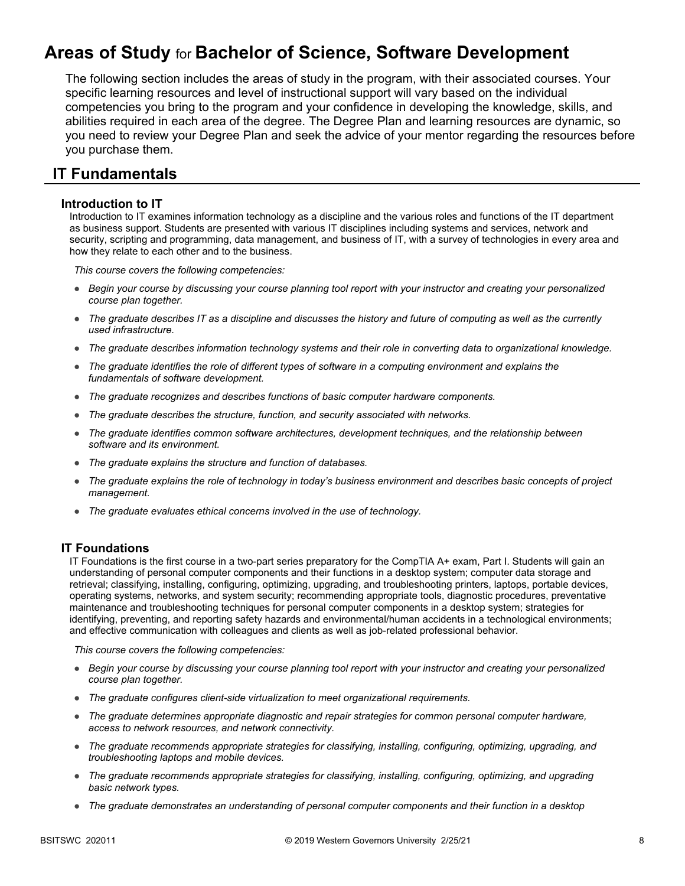# Areas of Study for Bachelor of Science, Software Development

The following section includes the areas of study in the program, with their associated courses. Your specific learning resources and level of instructional support will vary based on the individual competencies you bring to the program and your confidence in developing the knowledge, skills, and abilities required in each area of the degree. The Degree Plan and learning resources are dynamic, so you need to review your Degree Plan and seek the advice of your mentor regarding the resources before you purchase them.

## IT Fundamentals

### Introduction to IT

Introduction to IT examines information technology as a discipline and the various roles and functions of the IT department as business support. Students are presented with various IT disciplines including systems and services, network and security, scripting and programming, data management, and business of IT, with a survey of technologies in every area and how they relate to each other and to the business.

*This course covers the following competencies:*

- *Begin your course by discussing your course planning tool report with your instructor and creating your personalized course plan together.*
- *The graduate describes IT as a discipline and discusses the history and future of computing as well as the currently used infrastructure.*
- *The graduate describes information technology systems and their role in converting data to organizational knowledge.*
- *The graduate identifies the role of different types of software in a computing environment and explains the fundamentals of software development.*
- *The graduate recognizes and describes functions of basic computer hardware components.*
- *The graduate describes the structure, function, and security associated with networks.*
- *The graduate identifies common software architectures, development techniques, and the relationship between software and its environment.*
- *The graduate explains the structure and function of databases.*
- *The graduate explains the role of technology in today's business environment and describes basic concepts of project management.*
- *The graduate evaluates ethical concerns involved in the use of technology.*

### IT Foundations

IT Foundations is the first course in a two-part series preparatory for the CompTIA A+ exam, Part I. Students will gain an understanding of personal computer components and their functions in a desktop system; computer data storage and retrieval; classifying, installing, configuring, optimizing, upgrading, and troubleshooting printers, laptops, portable devices, operating systems, networks, and system security; recommending appropriate tools, diagnostic procedures, preventative maintenance and troubleshooting techniques for personal computer components in a desktop system; strategies for identifying, preventing, and reporting safety hazards and environmental/human accidents in a technological environments; and effective communication with colleagues and clients as well as job-related professional behavior.

*This course covers the following competencies:*

- *Begin your course by discussing your course planning tool report with your instructor and creating your personalized course plan together.*
- *The graduate configures client-side virtualization to meet organizational requirements.*
- *The graduate determines appropriate diagnostic and repair strategies for common personal computer hardware, access to network resources, and network connectivity.*
- *The graduate recommends appropriate strategies for classifying, installing, configuring, optimizing, upgrading, and troubleshooting laptops and mobile devices.*
- *The graduate recommends appropriate strategies for classifying, installing, configuring, optimizing, and upgrading basic network types.*
- *The graduate demonstrates an understanding of personal computer components and their function in a desktop*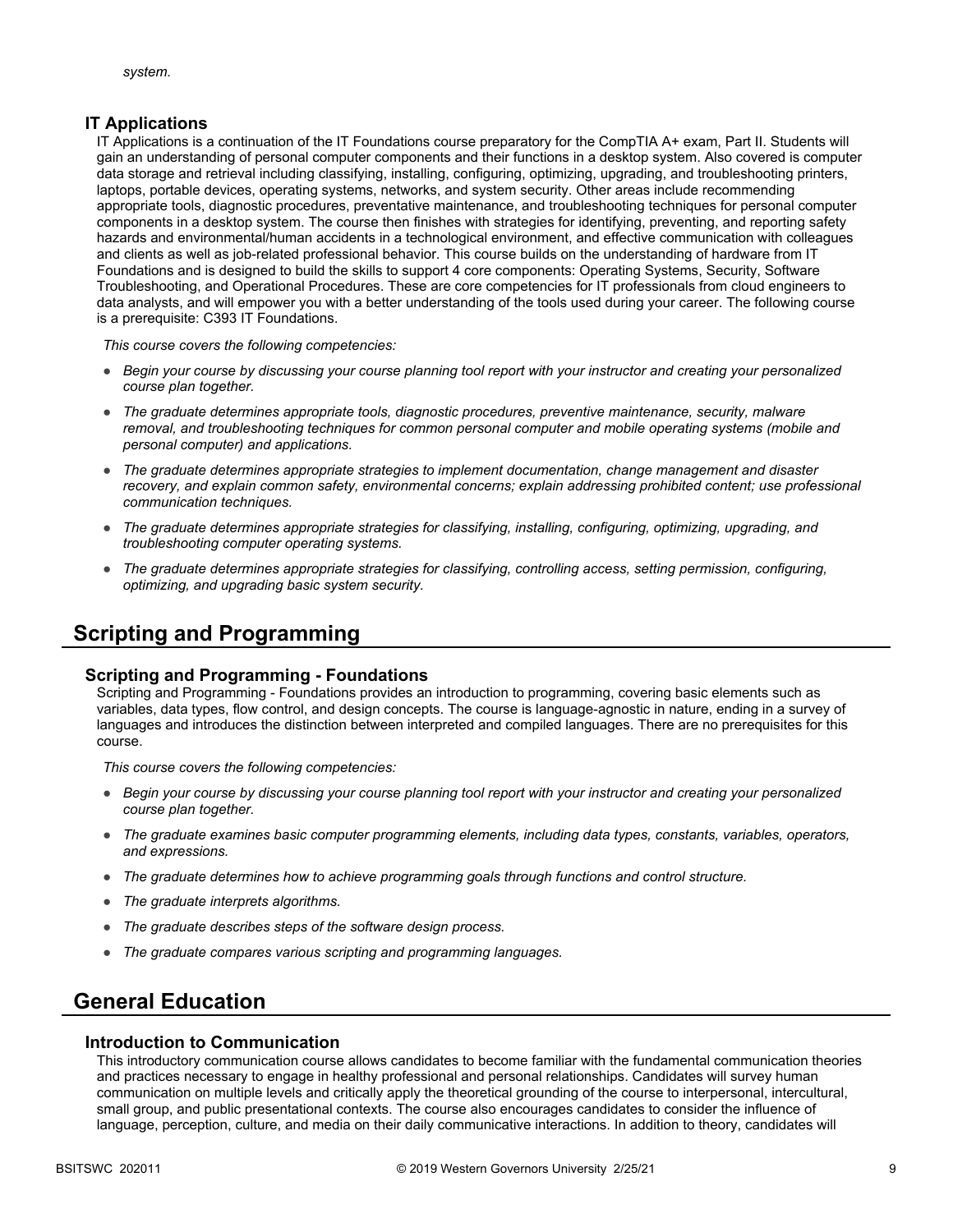system.

### IT Applications

IT Applications is a continuation of the IT Foundations course preparatory for the CompTIA A+ exam, Part II. Students will gain an understanding of personal computer components and their functions in a desktop system. Also covered is computer data storage and retrieval including classifying, installing, configuring, optimizing, upgrading, and troubleshooting printers, laptops, portable devices, operating systems, networks, and system security. Other areas include recommending appropriate tools, diagnostic procedures, preventative maintenance, and troubleshooting techniques for personal computer components in a desktop system. The course then finishes with strategies for identifying, preventing, and reporting safety hazards and environmental/human accidents in a technological environment, and effective communication with colleagues and clients as well as job-related professional behavior. This course builds on the understanding of hardware from IT Foundations and is designed to build the skills to support 4 core components: Operating Systems, Security, Software Troubleshooting, and Operational Procedures. These are core competencies for IT professionals from cloud engineers to data analysts, and will empower you with a better understanding of the tools used during your career. The following course is a prerequisite: C393 IT Foundations.

*This course covers the following competencies:*

- *Begin your course by discussing your course planning tool report with your instructor and creating your personalized course plan together.*
- *The graduate determines appropriate tools, diagnostic procedures, preventive maintenance, security, malware removal, and troubleshooting techniques for common personal computer and mobile operating systems (mobile and personal computer) and applications.*
- *The graduate determines appropriate strategies to implement documentation, change management and disaster recovery, and explain common safety, environmental concerns; explain addressing prohibited content; use professional communication techniques.*
- *The graduate determines appropriate strategies for classifying, installing, configuring, optimizing, upgrading, and troubleshooting computer operating systems.*
- *The graduate determines appropriate strategies for classifying, controlling access, setting permission, configuring, optimizing, and upgrading basic system security.*

## Scripting and Programming

### Scripting and Programming - Foundations

Scripting and Programming - Foundations provides an introduction to programming, covering basic elements such as variables, data types, flow control, and design concepts. The course is language-agnostic in nature, ending in a survey of languages and introduces the distinction between interpreted and compiled languages. There are no prerequisites for this course.

*This course covers the following competencies:*

- *Begin your course by discussing your course planning tool report with your instructor and creating your personalized course plan together.*
- *The graduate examines basic computer programming elements, including data types, constants, variables, operators, and expressions.*
- *The graduate determines how to achieve programming goals through functions and control structure.*
- *The graduate interprets algorithms.*
- *The graduate describes steps of the software design process.*
- *The graduate compares various scripting and programming languages.*

## General Education

### Introduction to Communication

This introductory communication course allows candidates to become familiar with the fundamental communication theories and practices necessary to engage in healthy professional and personal relationships. Candidates will survey human communication on multiple levels and critically apply the theoretical grounding of the course to interpersonal, intercultural, small group, and public presentational contexts. The course also encourages candidates to consider the influence of language, perception, culture, and media on their daily communicative interactions. In addition to theory, candidates will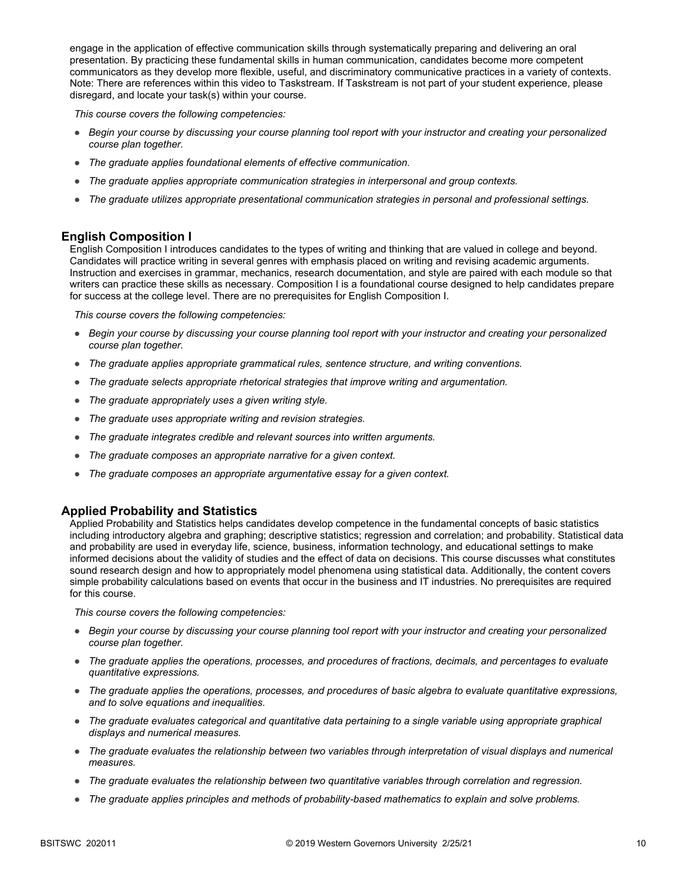engage in the application of effective communication skills through systematically preparing and delivering an oral presentation. By practicing these fundamental skills in human communication, candidates become more competent communicators as they develop more flexible, useful, and discriminatory communicative practices in a variety of contexts. Note: There are references within this video to Taskstream. If Taskstream is not part of your student experience, please disregard, and locate your task(s) within your course.

*This course covers the following competencies:*

- *Begin your course by discussing your course planning tool report with your instructor and creating your personalized course plan together.*
- *The graduate applies foundational elements of effective communication.*
- *The graduate applies appropriate communication strategies in interpersonal and group contexts.*
- *The graduate utilizes appropriate presentational communication strategies in personal and professional settings.*

## English Composition I

English Composition I introduces candidates to the types of writing and thinking that are valued in college and beyond. Candidates will practice writing in several genres with emphasis placed on writing and revising academic arguments. Instruction and exercises in grammar, mechanics, research documentation, and style are paired with each module so that writers can practice these skills as necessary. Composition I is a foundational course designed to help candidates prepare for success at the college level. There are no prerequisites for English Composition I.

*This course covers the following competencies:*

- *Begin your course by discussing your course planning tool report with your instructor and creating your personalized course plan together.*
- *The graduate applies appropriate grammatical rules, sentence structure, and writing conventions.*
- *The graduate selects appropriate rhetorical strategies that improve writing and argumentation.*
- *The graduate appropriately uses a given writing style.*
- *The graduate uses appropriate writing and revision strategies.*
- *The graduate integrates credible and relevant sources into written arguments.*
- *The graduate composes an appropriate narrative for a given context.*
- *The graduate composes an appropriate argumentative essay for a given context.*

## Applied Probability and Statistics

Applied Probability and Statistics helps candidates develop competence in the fundamental concepts of basic statistics including introductory algebra and graphing; descriptive statistics; regression and correlation; and probability. Statistical data and probability are used in everyday life, science, business, information technology, and educational settings to make informed decisions about the validity of studies and the effect of data on decisions. This course discusses what constitutes sound research design and how to appropriately model phenomena using statistical data. Additionally, the content covers simple probability calculations based on events that occur in the business and IT industries. No prerequisites are required for this course.

*This course covers the following competencies:*

- *Begin your course by discussing your course planning tool report with your instructor and creating your personalized course plan together.*
- *The graduate applies the operations, processes, and procedures of fractions, decimals, and percentages to evaluate quantitative expressions.*
- *The graduate applies the operations, processes, and procedures of basic algebra to evaluate quantitative expressions, and to solve equations and inequalities.*
- *The graduate evaluates categorical and quantitative data pertaining to a single variable using appropriate graphical displays and numerical measures.*
- *The graduate evaluates the relationship between two variables through interpretation of visual displays and numerical measures.*
- *The graduate evaluates the relationship between two quantitative variables through correlation and regression.*
- *The graduate applies principles and methods of probability-based mathematics to explain and solve problems.*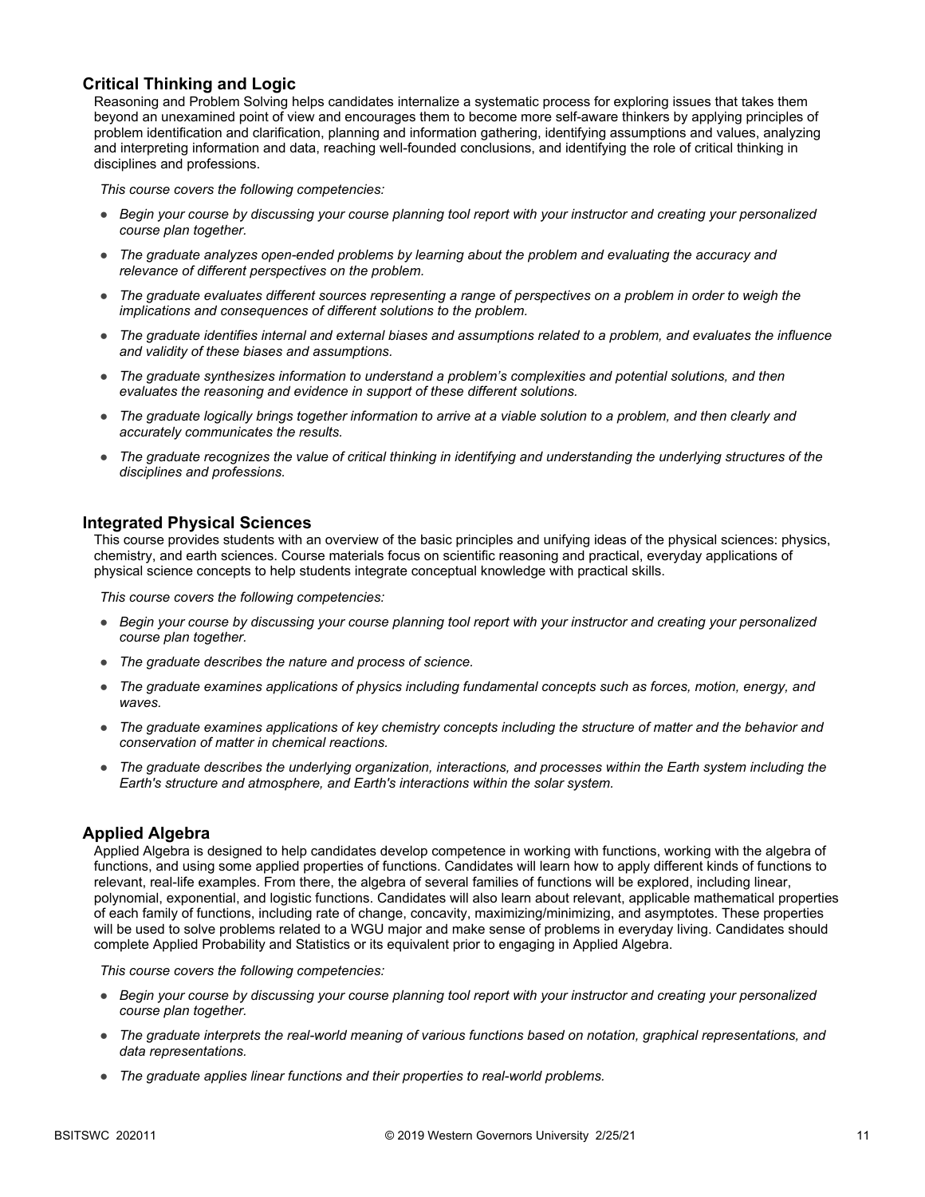## Critical Thinking and Logic

Reasoning and Problem Solving helps candidates internalize a systematic process for exploring issues that takes them beyond an unexamined point of view and encourages them to become more self-aware thinkers by applying principles of problem identification and clarification, planning and information gathering, identifying assumptions and values, analyzing and interpreting information and data, reaching well-founded conclusions, and identifying the role of critical thinking in disciplines and professions.

*This course covers the following competencies:*

- *Begin your course by discussing your course planning tool report with your instructor and creating your personalized course plan together.*
- *The graduate analyzes open-ended problems by learning about the problem and evaluating the accuracy and relevance of different perspectives on the problem.*
- *The graduate evaluates different sources representing a range of perspectives on a problem in order to weigh the implications and consequences of different solutions to the problem.*
- *The graduate identifies internal and external biases and assumptions related to a problem, and evaluates the influence and validity of these biases and assumptions.*
- *The graduate synthesizes information to understand a problem's complexities and potential solutions, and then evaluates the reasoning and evidence in support of these different solutions.*
- *The graduate logically brings together information to arrive at a viable solution to a problem, and then clearly and accurately communicates the results.*
- *The graduate recognizes the value of critical thinking in identifying and understanding the underlying structures of the disciplines and professions.*

## Integrated Physical Sciences

This course provides students with an overview of the basic principles and unifying ideas of the physical sciences: physics, chemistry, and earth sciences. Course materials focus on scientific reasoning and practical, everyday applications of physical science concepts to help students integrate conceptual knowledge with practical skills.

*This course covers the following competencies:*

- *Begin your course by discussing your course planning tool report with your instructor and creating your personalized course plan together.*
- *The graduate describes the nature and process of science.*
- *The graduate examines applications of physics including fundamental concepts such as forces, motion, energy, and waves.*
- *The graduate examines applications of key chemistry concepts including the structure of matter and the behavior and conservation of matter in chemical reactions.*
- *The graduate describes the underlying organization, interactions, and processes within the Earth system including the Earth's structure and atmosphere, and Earth's interactions within the solar system.*

## Applied Algebra

Applied Algebra is designed to help candidates develop competence in working with functions, working with the algebra of functions, and using some applied properties of functions. Candidates will learn how to apply different kinds of functions to relevant, real-life examples. From there, the algebra of several families of functions will be explored, including linear, polynomial, exponential, and logistic functions. Candidates will also learn about relevant, applicable mathematical properties of each family of functions, including rate of change, concavity, maximizing/minimizing, and asymptotes. These properties will be used to solve problems related to a WGU major and make sense of problems in everyday living. Candidates should complete Applied Probability and Statistics or its equivalent prior to engaging in Applied Algebra.

*This course covers the following competencies:*

- *Begin your course by discussing your course planning tool report with your instructor and creating your personalized course plan together.*
- *The graduate interprets the real-world meaning of various functions based on notation, graphical representations, and data representations.*
- *The graduate applies linear functions and their properties to real-world problems.*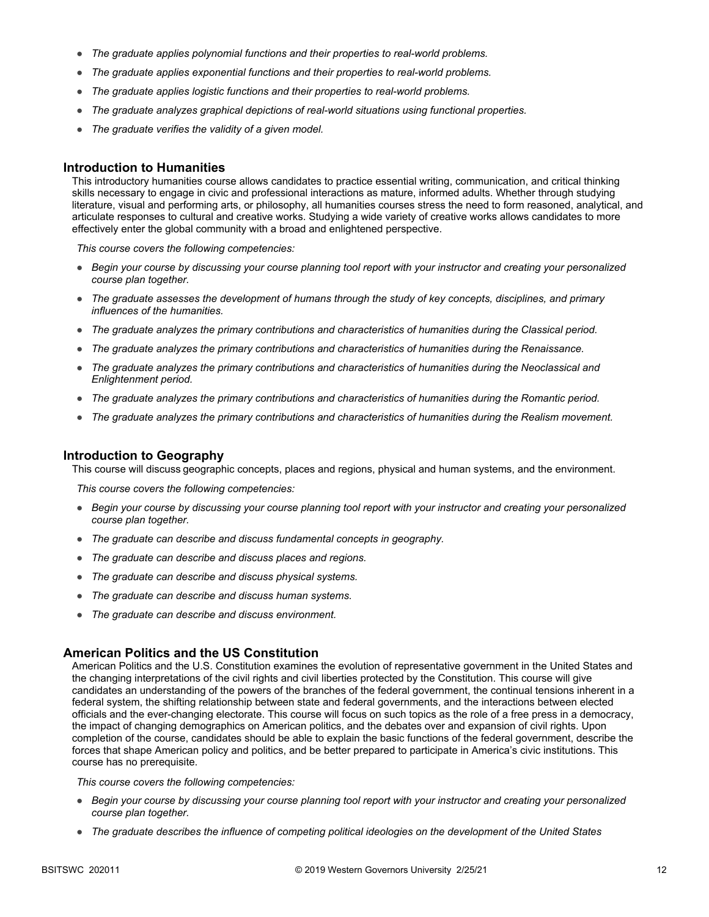- *The graduate applies polynomial functions and their properties to real-world problems.*
- *The graduate applies exponential functions and their properties to real-world problems.*
- *The graduate applies logistic functions and their properties to real-world problems.*
- *The graduate analyzes graphical depictions of real-world situations using functional properties.*
- *The graduate verifies the validity of a given model.*

## Introduction to Humanities

This introductory humanities course allows candidates to practice essential writing, communication, and critical thinking skills necessary to engage in civic and professional interactions as mature, informed adults. Whether through studying literature, visual and performing arts, or philosophy, all humanities courses stress the need to form reasoned, analytical, and articulate responses to cultural and creative works. Studying a wide variety of creative works allows candidates to more effectively enter the global community with a broad and enlightened perspective.

*This course covers the following competencies:*

- *Begin your course by discussing your course planning tool report with your instructor and creating your personalized course plan together.*
- *The graduate assesses the development of humans through the study of key concepts, disciplines, and primary influences of the humanities.*
- *The graduate analyzes the primary contributions and characteristics of humanities during the Classical period.*
- *The graduate analyzes the primary contributions and characteristics of humanities during the Renaissance.*
- *The graduate analyzes the primary contributions and characteristics of humanities during the Neoclassical and Enlightenment period.*
- *The graduate analyzes the primary contributions and characteristics of humanities during the Romantic period.*
- *The graduate analyzes the primary contributions and characteristics of humanities during the Realism movement.*

## Introduction to Geography

This course will discuss geographic concepts, places and regions, physical and human systems, and the environment.

*This course covers the following competencies:*

- *Begin your course by discussing your course planning tool report with your instructor and creating your personalized course plan together.*
- *The graduate can describe and discuss fundamental concepts in geography.*
- *The graduate can describe and discuss places and regions.*
- *The graduate can describe and discuss physical systems.*
- *The graduate can describe and discuss human systems.*
- *The graduate can describe and discuss environment.*

## American Politics and the US Constitution

American Politics and the U.S. Constitution examines the evolution of representative government in the United States and the changing interpretations of the civil rights and civil liberties protected by the Constitution. This course will give candidates an understanding of the powers of the branches of the federal government, the continual tensions inherent in a federal system, the shifting relationship between state and federal governments, and the interactions between elected officials and the ever-changing electorate. This course will focus on such topics as the role of a free press in a democracy, the impact of changing demographics on American politics, and the debates over and expansion of civil rights. Upon completion of the course, candidates should be able to explain the basic functions of the federal government, describe the forces that shape American policy and politics, and be better prepared to participate in America's civic institutions. This course has no prerequisite.

*This course covers the following competencies:*

- *Begin your course by discussing your course planning tool report with your instructor and creating your personalized course plan together.*
- *The graduate describes the influence of competing political ideologies on the development of the United States*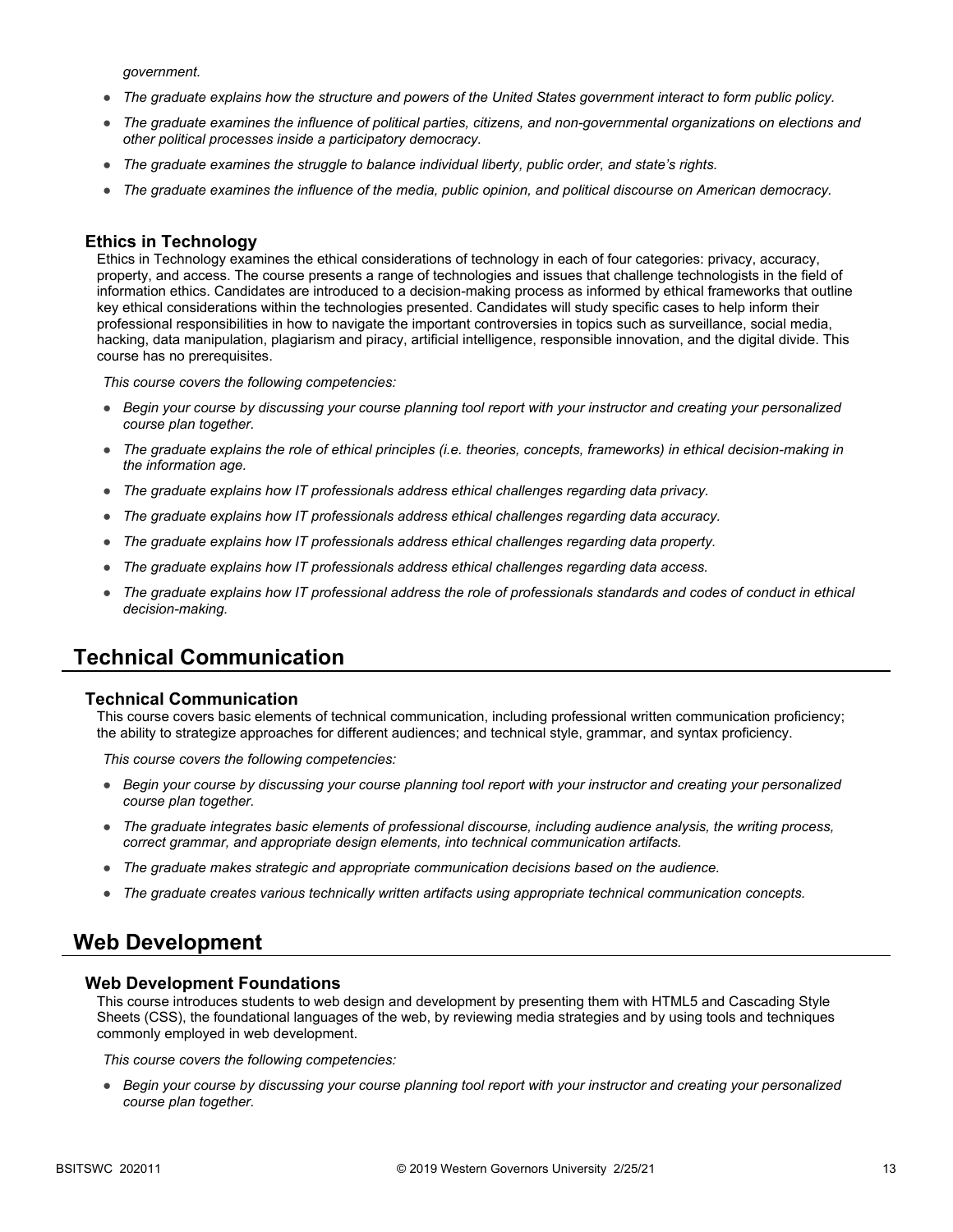*government.*

- *The graduate explains how the structure and powers of the United States government interact to form public policy.*
- *The graduate examines the influence of political parties, citizens, and non-governmental organizations on elections and other political processes inside a participatory democracy.*
- *The graduate examines the struggle to balance individual liberty, public order, and state's rights.*
- *The graduate examines the influence of the media, public opinion, and political discourse on American democracy.*

### Ethics in Technology

Ethics in Technology examines the ethical considerations of technology in each of four categories: privacy, accuracy, property, and access. The course presents a range of technologies and issues that challenge technologists in the field of information ethics. Candidates are introduced to a decision-making process as informed by ethical frameworks that outline key ethical considerations within the technologies presented. Candidates will study specific cases to help inform their professional responsibilities in how to navigate the important controversies in topics such as surveillance, social media, hacking, data manipulation, plagiarism and piracy, artificial intelligence, responsible innovation, and the digital divide. This course has no prerequisites.

*This course covers the following competencies:*

- *Begin your course by discussing your course planning tool report with your instructor and creating your personalized course plan together.*
- *The graduate explains the role of ethical principles (i.e. theories, concepts, frameworks) in ethical decision-making in the information age.*
- *The graduate explains how IT professionals address ethical challenges regarding data privacy.*
- *The graduate explains how IT professionals address ethical challenges regarding data accuracy.*
- *The graduate explains how IT professionals address ethical challenges regarding data property.*
- *The graduate explains how IT professionals address ethical challenges regarding data access.*
- *The graduate explains how IT professional address the role of professionals standards and codes of conduct in ethical decision-making.*

## Technical Communication

### Technical Communication

This course covers basic elements of technical communication, including professional written communication proficiency; the ability to strategize approaches for different audiences; and technical style, grammar, and syntax proficiency.

*This course covers the following competencies:*

- *Begin your course by discussing your course planning tool report with your instructor and creating your personalized course plan together.*
- *The graduate integrates basic elements of professional discourse, including audience analysis, the writing process, correct grammar, and appropriate design elements, into technical communication artifacts.*
- *The graduate makes strategic and appropriate communication decisions based on the audience.*
- *The graduate creates various technically written artifacts using appropriate technical communication concepts.*

## Web Development

### Web Development Foundations

This course introduces students to web design and development by presenting them with HTML5 and Cascading Style Sheets (CSS), the foundational languages of the web, by reviewing media strategies and by using tools and techniques commonly employed in web development.

*This course covers the following competencies:*

- *Begin your course by discussing your course planning tool report with your instructor and creating your personalized course plan together.*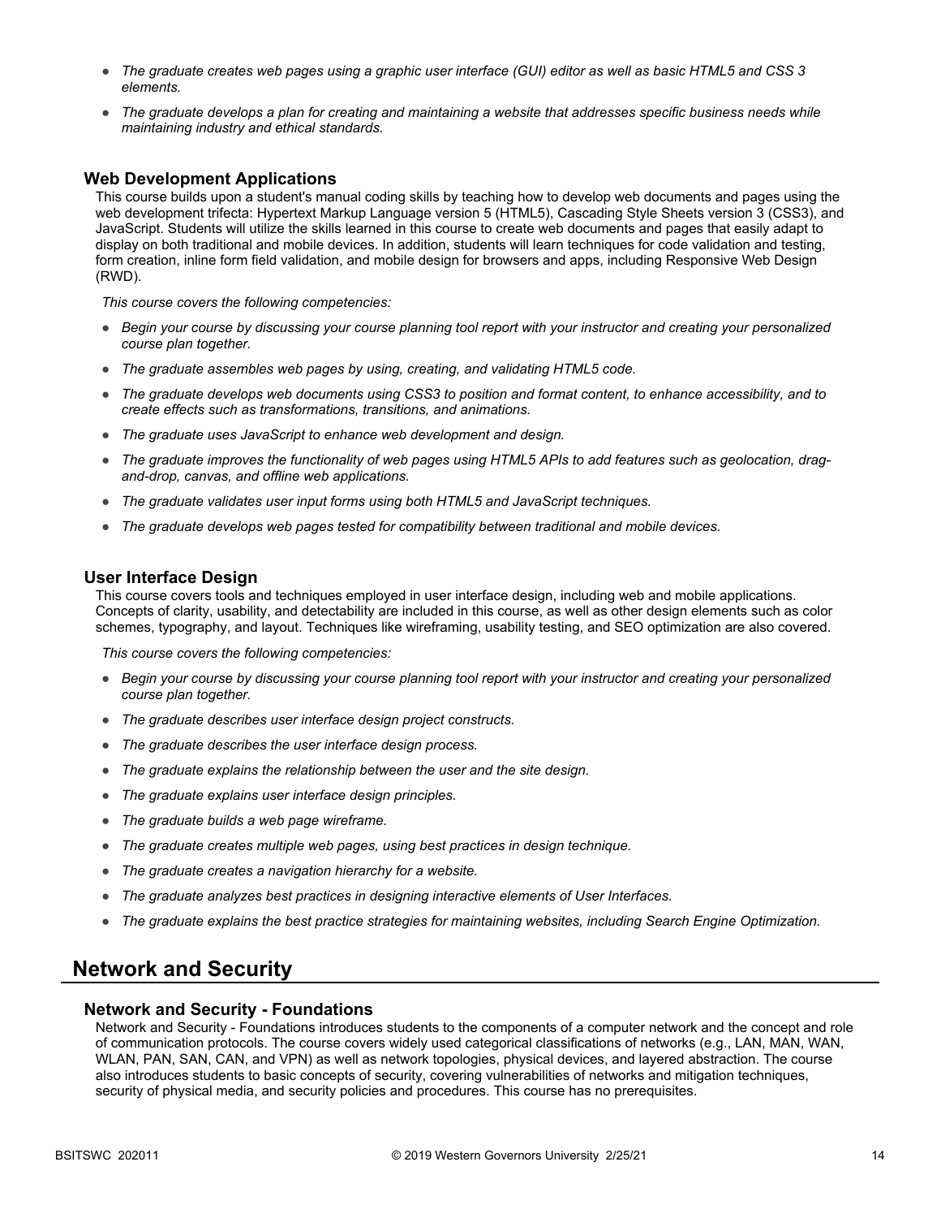- *The graduate creates web pages using a graphic user interface (GUI) editor as well as basic HTML5 and CSS 3 elements.*
- *The graduate develops a plan for creating and maintaining a website that addresses specific business needs while maintaining industry and ethical standards.*

### Web Development Applications

This course builds upon a student's manual coding skills by teaching how to develop web documents and pages using the web development trifecta: Hypertext Markup Language version 5 (HTML5), Cascading Style Sheets version 3 (CSS3), and JavaScript. Students will utilize the skills learned in this course to create web documents and pages that easily adapt to display on both traditional and mobile devices. In addition, students will learn techniques for code validation and testing, form creation, inline form field validation, and mobile design for browsers and apps, including Responsive Web Design (RWD).

*This course covers the following competencies:*

- *Begin your course by discussing your course planning tool report with your instructor and creating your personalized course plan together.*
- *The graduate assembles web pages by using, creating, and validating HTML5 code.*
- *The graduate develops web documents using CSS3 to position and format content, to enhance accessibility, and to create effects such as transformations, transitions, and animations.*
- *The graduate uses JavaScript to enhance web development and design.*
- *The graduate improves the functionality of web pages using HTML5 APIs to add features such as geolocation, drag-and-drop, canvas, and offline web applications.*
- *The graduate validates user input forms using both HTML5 and JavaScript techniques.*
- *The graduate develops web pages tested for compatibility between traditional and mobile devices.*

### User Interface Design

This course covers tools and techniques employed in user interface design, including web and mobile applications. Concepts of clarity, usability, and detectability are included in this course, as well as other design elements such as color schemes, typography, and layout. Techniques like wireframing, usability testing, and SEO optimization are also covered.

*This course covers the following competencies:*

- *Begin your course by discussing your course planning tool report with your instructor and creating your personalized course plan together.*
- *The graduate describes user interface design project constructs.*
- *The graduate describes the user interface design process.*
- *The graduate explains the relationship between the user and the site design.*
- *The graduate explains user interface design principles.*
- *The graduate builds a web page wireframe.*
- *The graduate creates multiple web pages, using best practices in design technique.*
- *The graduate creates a navigation hierarchy for a website.*
- *The graduate analyzes best practices in designing interactive elements of User Interfaces.*
- *The graduate explains the best practice strategies for maintaining websites, including Search Engine Optimization.*

## Network and Security

### Network and Security - Foundations

Network and Security - Foundations introduces students to the components of a computer network and the concept and role of communication protocols. The course covers widely used categorical classifications of networks (e.g., LAN, MAN, WAN, WLAN, PAN, SAN, CAN, and VPN) as well as network topologies, physical devices, and layered abstraction. The course also introduces students to basic concepts of security, covering vulnerabilities of networks and mitigation techniques, security of physical media, and security policies and procedures. This course has no prerequisites.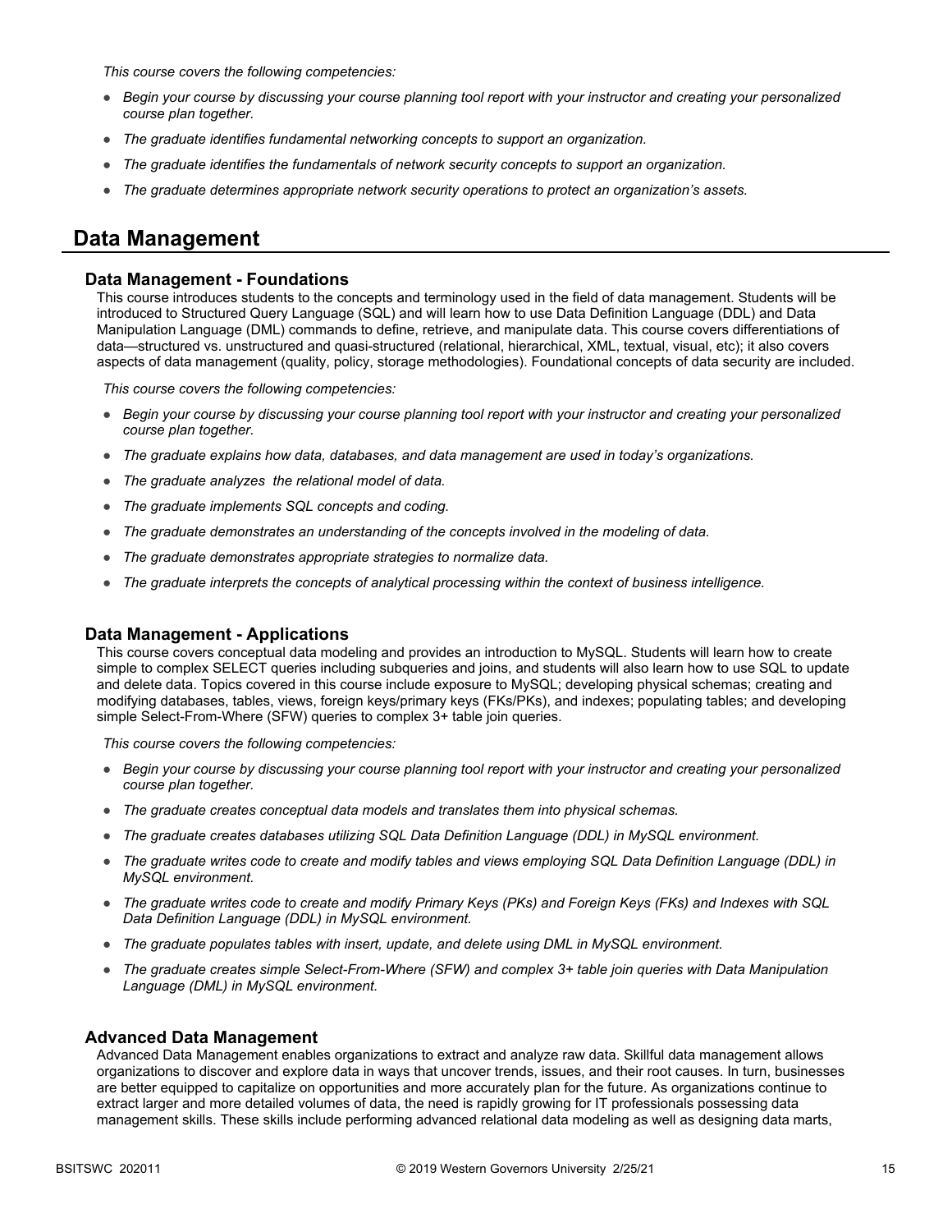*This course covers the following competencies:*

- *Begin your course by discussing your course planning tool report with your instructor and creating your personalized course plan together.*
- *The graduate identifies fundamental networking concepts to support an organization.*
- *The graduate identifies the fundamentals of network security concepts to support an organization.*
- *The graduate determines appropriate network security operations to protect an organization's assets.*

## Data Management

### Data Management - Foundations

This course introduces students to the concepts and terminology used in the field of data management. Students will be introduced to Structured Query Language (SQL) and will learn how to use Data Definition Language (DDL) and Data Manipulation Language (DML) commands to define, retrieve, and manipulate data. This course covers differentiations of data—structured vs. unstructured and quasi-structured (relational, hierarchical, XML, textual, visual, etc); it also covers aspects of data management (quality, policy, storage methodologies). Foundational concepts of data security are included.

*This course covers the following competencies:*

- *Begin your course by discussing your course planning tool report with your instructor and creating your personalized course plan together.*
- *The graduate explains how data, databases, and data management are used in today's organizations.*
- *The graduate analyzes the relational model of data.*
- *The graduate implements SQL concepts and coding.*
- *The graduate demonstrates an understanding of the concepts involved in the modeling of data.*
- *The graduate demonstrates appropriate strategies to normalize data.*
- *The graduate interprets the concepts of analytical processing within the context of business intelligence.*

### Data Management - Applications

This course covers conceptual data modeling and provides an introduction to MySQL. Students will learn how to create simple to complex SELECT queries including subqueries and joins, and students will also learn how to use SQL to update and delete data. Topics covered in this course include exposure to MySQL; developing physical schemas; creating and modifying databases, tables, views, foreign keys/primary keys (FKs/PKs), and indexes; populating tables; and developing simple Select-From-Where (SFW) queries to complex 3+ table join queries.

*This course covers the following competencies:*

- *Begin your course by discussing your course planning tool report with your instructor and creating your personalized course plan together.*
- *The graduate creates conceptual data models and translates them into physical schemas.*
- *The graduate creates databases utilizing SQL Data Definition Language (DDL) in MySQL environment.*
- *The graduate writes code to create and modify tables and views employing SQL Data Definition Language (DDL) in MySQL environment.*
- *The graduate writes code to create and modify Primary Keys (PKs) and Foreign Keys (FKs) and Indexes with SQL Data Definition Language (DDL) in MySQL environment.*
- *The graduate populates tables with insert, update, and delete using DML in MySQL environment.*
- *The graduate creates simple Select-From-Where (SFW) and complex 3+ table join queries with Data Manipulation Language (DML) in MySQL environment.*

### Advanced Data Management

Advanced Data Management enables organizations to extract and analyze raw data. Skillful data management allows organizations to discover and explore data in ways that uncover trends, issues, and their root causes. In turn, businesses are better equipped to capitalize on opportunities and more accurately plan for the future. As organizations continue to extract larger and more detailed volumes of data, the need is rapidly growing for IT professionals possessing data management skills. These skills include performing advanced relational data modeling as well as designing data marts,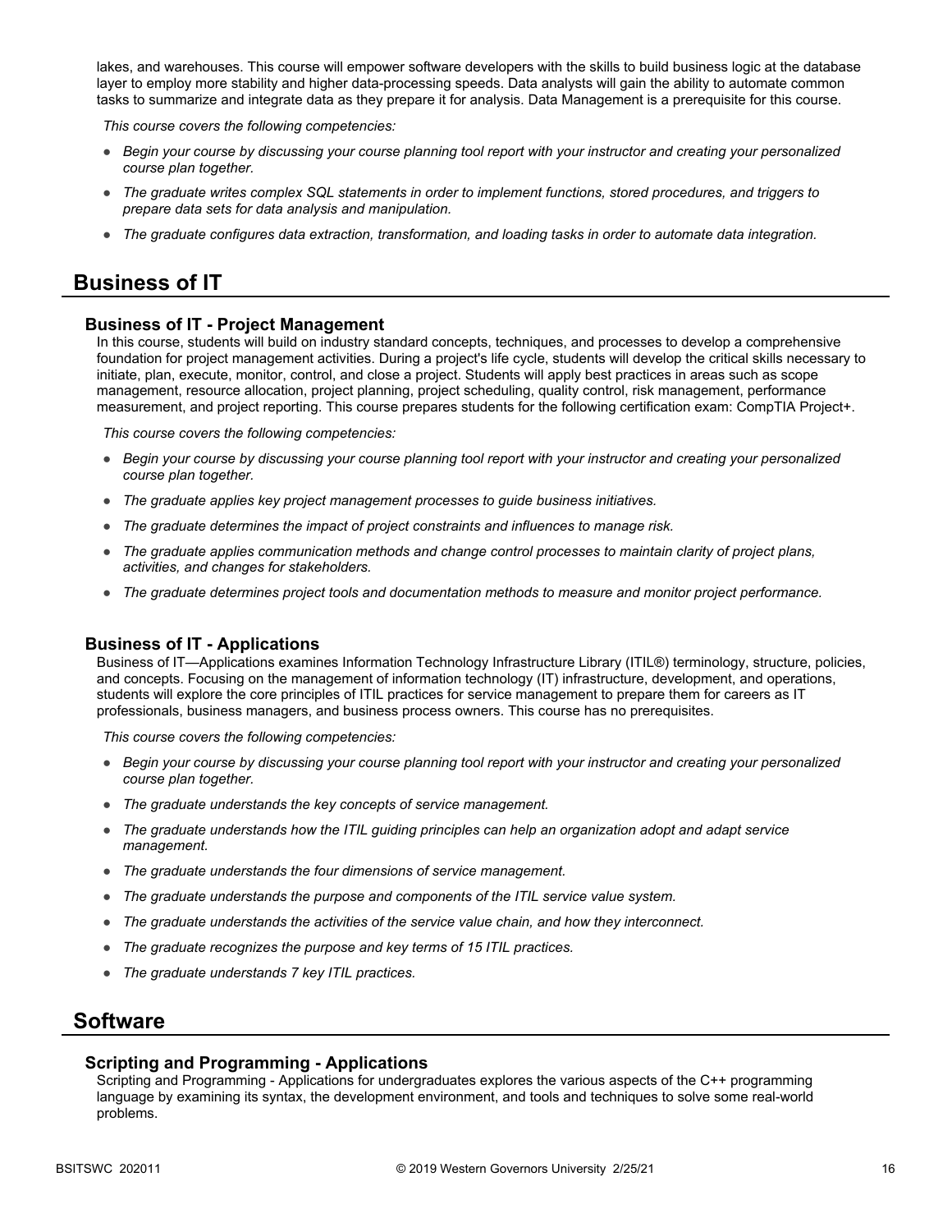lakes, and warehouses. This course will empower software developers with the skills to build business logic at the database layer to employ more stability and higher data-processing speeds. Data analysts will gain the ability to automate common tasks to summarize and integrate data as they prepare it for analysis. Data Management is a prerequisite for this course.

*This course covers the following competencies:*

- *Begin your course by discussing your course planning tool report with your instructor and creating your personalized course plan together.*
- *The graduate writes complex SQL statements in order to implement functions, stored procedures, and triggers to prepare data sets for data analysis and manipulation.*
- *The graduate configures data extraction, transformation, and loading tasks in order to automate data integration.*

## Business of IT

### Business of IT - Project Management

In this course, students will build on industry standard concepts, techniques, and processes to develop a comprehensive foundation for project management activities. During a project's life cycle, students will develop the critical skills necessary to initiate, plan, execute, monitor, control, and close a project. Students will apply best practices in areas such as scope management, resource allocation, project planning, project scheduling, quality control, risk management, performance measurement, and project reporting. This course prepares students for the following certification exam: CompTIA Project+.

*This course covers the following competencies:*

- *Begin your course by discussing your course planning tool report with your instructor and creating your personalized course plan together.*
- *The graduate applies key project management processes to guide business initiatives.*
- *The graduate determines the impact of project constraints and influences to manage risk.*
- *The graduate applies communication methods and change control processes to maintain clarity of project plans, activities, and changes for stakeholders.*
- *The graduate determines project tools and documentation methods to measure and monitor project performance.*

### Business of IT - Applications

Business of IT—Applications examines Information Technology Infrastructure Library (ITIL®) terminology, structure, policies, and concepts. Focusing on the management of information technology (IT) infrastructure, development, and operations, students will explore the core principles of ITIL practices for service management to prepare them for careers as IT professionals, business managers, and business process owners. This course has no prerequisites.

*This course covers the following competencies:*

- *Begin your course by discussing your course planning tool report with your instructor and creating your personalized course plan together.*
- *The graduate understands the key concepts of service management.*
- *The graduate understands how the ITIL guiding principles can help an organization adopt and adapt service management.*
- *The graduate understands the four dimensions of service management.*
- *The graduate understands the purpose and components of the ITIL service value system.*
- *The graduate understands the activities of the service value chain, and how they interconnect.*
- *The graduate recognizes the purpose and key terms of 15 ITIL practices.*
- *The graduate understands 7 key ITIL practices.*

## Software

### Scripting and Programming - Applications

Scripting and Programming - Applications for undergraduates explores the various aspects of the C++ programming language by examining its syntax, the development environment, and tools and techniques to solve some real-world problems.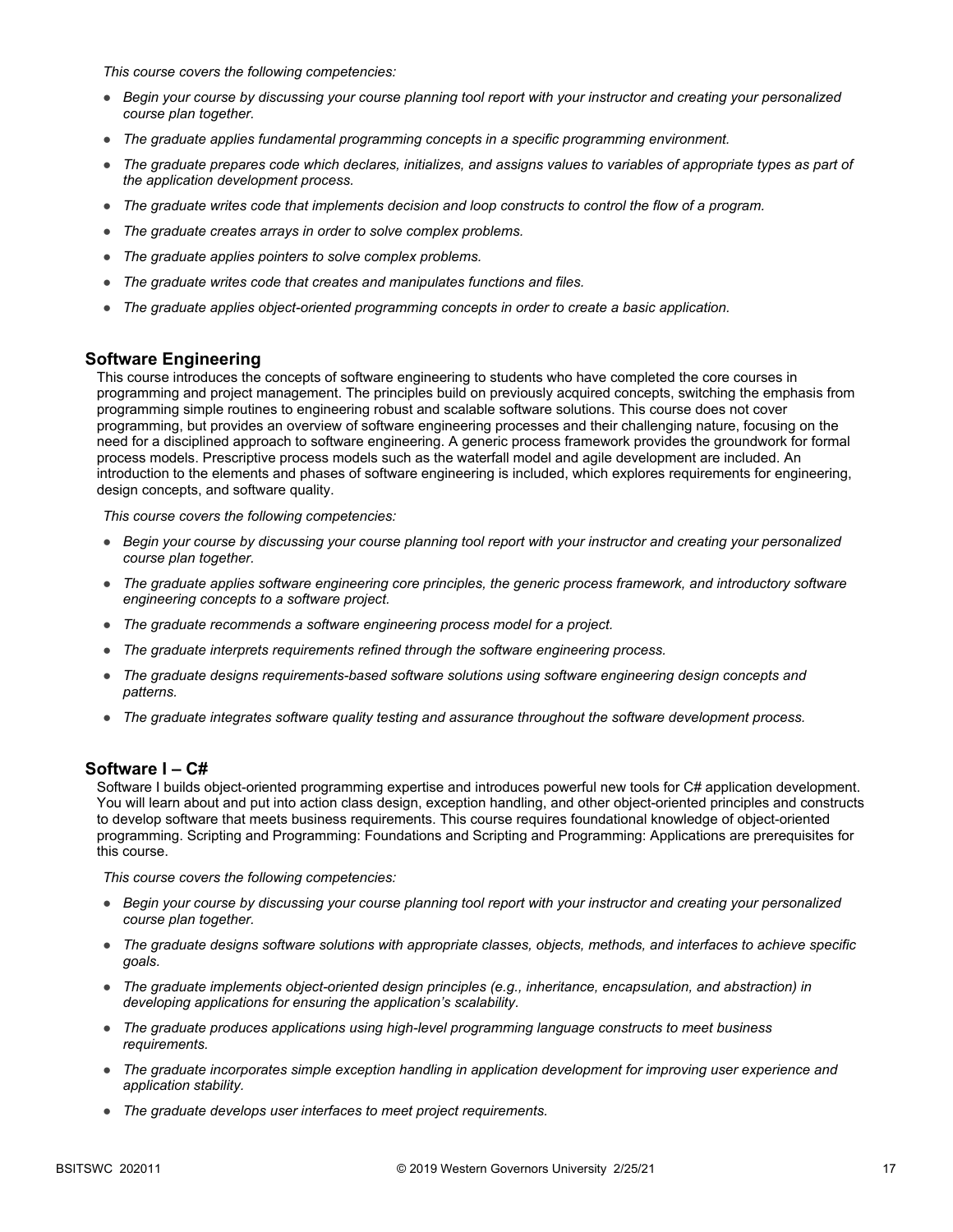*This course covers the following competencies:*

- *Begin your course by discussing your course planning tool report with your instructor and creating your personalized course plan together.*
- *The graduate applies fundamental programming concepts in a specific programming environment.*
- *The graduate prepares code which declares, initializes, and assigns values to variables of appropriate types as part of the application development process.*
- *The graduate writes code that implements decision and loop constructs to control the flow of a program.*
- *The graduate creates arrays in order to solve complex problems.*
- *The graduate applies pointers to solve complex problems.*
- *The graduate writes code that creates and manipulates functions and files.*
- *The graduate applies object-oriented programming concepts in order to create a basic application.*

## Software Engineering

This course introduces the concepts of software engineering to students who have completed the core courses in programming and project management. The principles build on previously acquired concepts, switching the emphasis from programming simple routines to engineering robust and scalable software solutions. This course does not cover programming, but provides an overview of software engineering processes and their challenging nature, focusing on the need for a disciplined approach to software engineering. A generic process framework provides the groundwork for formal process models. Prescriptive process models such as the waterfall model and agile development are included. An introduction to the elements and phases of software engineering is included, which explores requirements for engineering, design concepts, and software quality.

*This course covers the following competencies:*

- *Begin your course by discussing your course planning tool report with your instructor and creating your personalized course plan together.*
- *The graduate applies software engineering core principles, the generic process framework, and introductory software engineering concepts to a software project.*
- *The graduate recommends a software engineering process model for a project.*
- *The graduate interprets requirements refined through the software engineering process.*
- *The graduate designs requirements-based software solutions using software engineering design concepts and patterns.*
- *The graduate integrates software quality testing and assurance throughout the software development process.*

## Software I – C#

Software I builds object-oriented programming expertise and introduces powerful new tools for C# application development. You will learn about and put into action class design, exception handling, and other object-oriented principles and constructs to develop software that meets business requirements. This course requires foundational knowledge of object-oriented programming. Scripting and Programming: Foundations and Scripting and Programming: Applications are prerequisites for this course.

*This course covers the following competencies:*

- *Begin your course by discussing your course planning tool report with your instructor and creating your personalized course plan together.*
- *The graduate designs software solutions with appropriate classes, objects, methods, and interfaces to achieve specific goals.*
- *The graduate implements object-oriented design principles (e.g., inheritance, encapsulation, and abstraction) in developing applications for ensuring the application's scalability.*
- *The graduate produces applications using high-level programming language constructs to meet business requirements.*
- *The graduate incorporates simple exception handling in application development for improving user experience and application stability.*
- *The graduate develops user interfaces to meet project requirements.*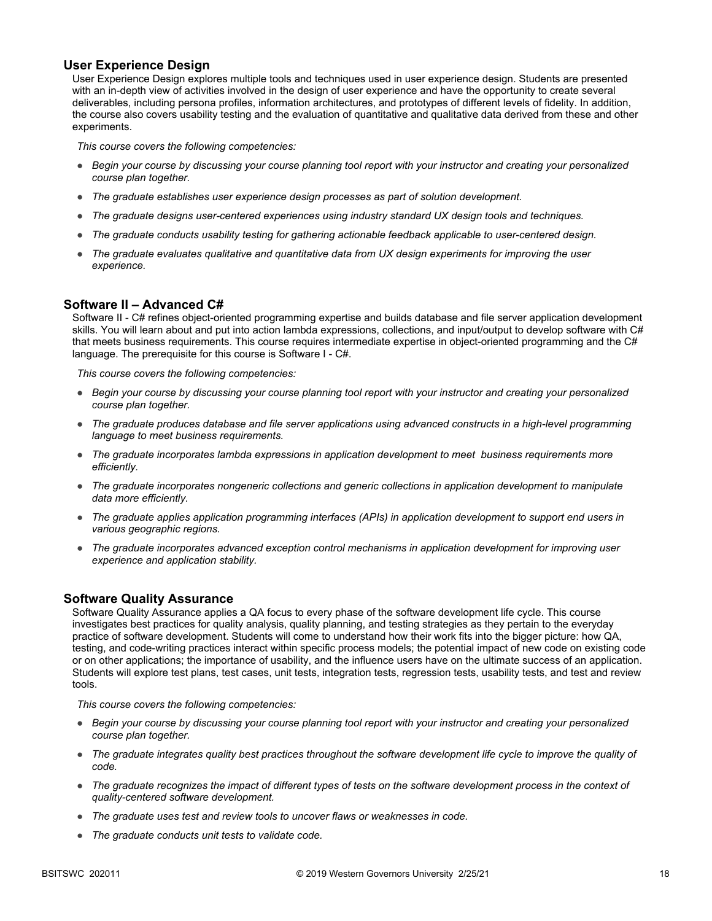### User Experience Design

User Experience Design explores multiple tools and techniques used in user experience design. Students are presented with an in-depth view of activities involved in the design of user experience and have the opportunity to create several deliverables, including persona profiles, information architectures, and prototypes of different levels of fidelity. In addition, the course also covers usability testing and the evaluation of quantitative and qualitative data derived from these and other experiments.

*This course covers the following competencies:*

- *Begin your course by discussing your course planning tool report with your instructor and creating your personalized course plan together.*
- *The graduate establishes user experience design processes as part of solution development.*
- *The graduate designs user-centered experiences using industry standard UX design tools and techniques.*
- *The graduate conducts usability testing for gathering actionable feedback applicable to user-centered design.*
- *The graduate evaluates qualitative and quantitative data from UX design experiments for improving the user experience.*

### Software II – Advanced C#

Software II - C# refines object-oriented programming expertise and builds database and file server application development skills. You will learn about and put into action lambda expressions, collections, and input/output to develop software with C# that meets business requirements. This course requires intermediate expertise in object-oriented programming and the C# language. The prerequisite for this course is Software I - C#.

*This course covers the following competencies:*

- *Begin your course by discussing your course planning tool report with your instructor and creating your personalized course plan together.*
- *The graduate produces database and file server applications using advanced constructs in a high-level programming language to meet business requirements.*
- *The graduate incorporates lambda expressions in application development to meet business requirements more efficiently.*
- *The graduate incorporates nongeneric collections and generic collections in application development to manipulate data more efficiently.*
- *The graduate applies application programming interfaces (APIs) in application development to support end users in various geographic regions.*
- *The graduate incorporates advanced exception control mechanisms in application development for improving user experience and application stability.*

### Software Quality Assurance

Software Quality Assurance applies a QA focus to every phase of the software development life cycle. This course investigates best practices for quality analysis, quality planning, and testing strategies as they pertain to the everyday practice of software development. Students will come to understand how their work fits into the bigger picture: how QA, testing, and code-writing practices interact within specific process models; the potential impact of new code on existing code or on other applications; the importance of usability, and the influence users have on the ultimate success of an application. Students will explore test plans, test cases, unit tests, integration tests, regression tests, usability tests, and test and review tools.

*This course covers the following competencies:*

- *Begin your course by discussing your course planning tool report with your instructor and creating your personalized course plan together.*
- *The graduate integrates quality best practices throughout the software development life cycle to improve the quality of code.*
- *The graduate recognizes the impact of different types of tests on the software development process in the context of quality-centered software development.*
- *The graduate uses test and review tools to uncover flaws or weaknesses in code.*
- *The graduate conducts unit tests to validate code.*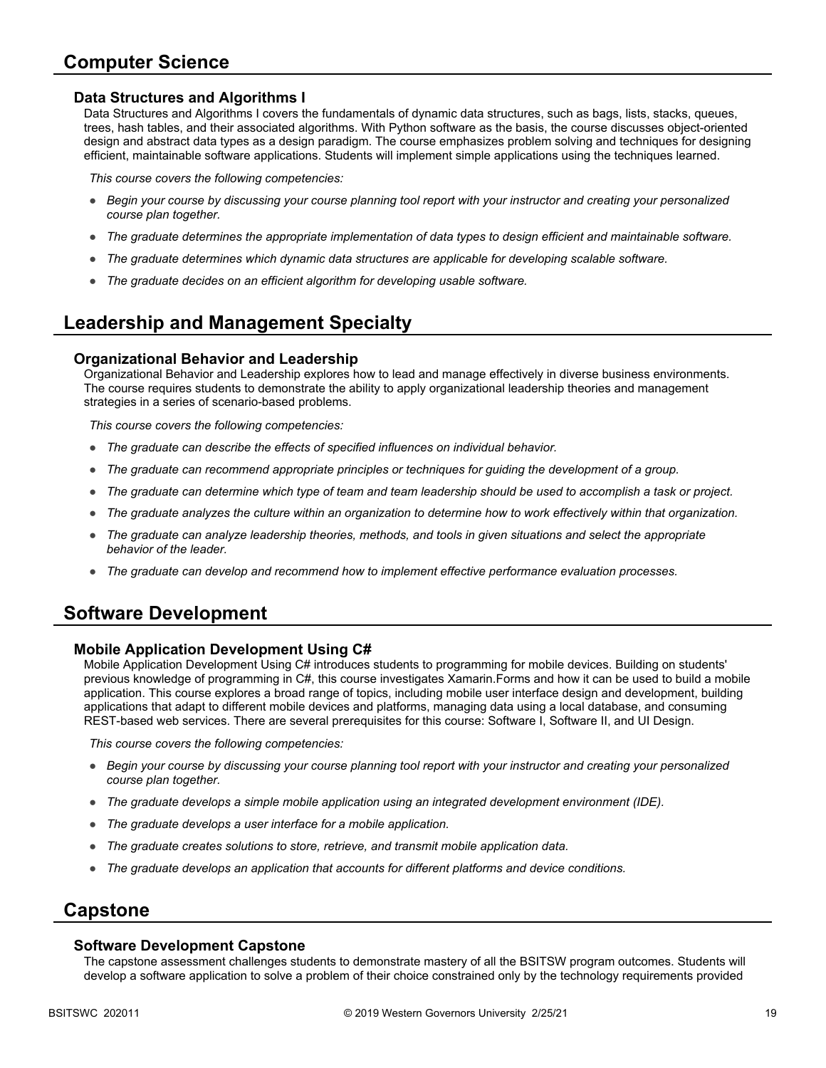## Computer Science

### Data Structures and Algorithms I

Data Structures and Algorithms I covers the fundamentals of dynamic data structures, such as bags, lists, stacks, queues, trees, hash tables, and their associated algorithms. With Python software as the basis, the course discusses object-oriented design and abstract data types as a design paradigm. The course emphasizes problem solving and techniques for designing efficient, maintainable software applications. Students will implement simple applications using the techniques learned.

*This course covers the following competencies:*

- *Begin your course by discussing your course planning tool report with your instructor and creating your personalized course plan together.*
- *The graduate determines the appropriate implementation of data types to design efficient and maintainable software.*
- *The graduate determines which dynamic data structures are applicable for developing scalable software.*
- *The graduate decides on an efficient algorithm for developing usable software.*

## Leadership and Management Specialty

### Organizational Behavior and Leadership

Organizational Behavior and Leadership explores how to lead and manage effectively in diverse business environments. The course requires students to demonstrate the ability to apply organizational leadership theories and management strategies in a series of scenario-based problems.

*This course covers the following competencies:*

- *The graduate can describe the effects of specified influences on individual behavior.*
- *The graduate can recommend appropriate principles or techniques for guiding the development of a group.*
- *The graduate can determine which type of team and team leadership should be used to accomplish a task or project.*
- *The graduate analyzes the culture within an organization to determine how to work effectively within that organization.*
- *The graduate can analyze leadership theories, methods, and tools in given situations and select the appropriate behavior of the leader.*
- *The graduate can develop and recommend how to implement effective performance evaluation processes.*

## Software Development

### Mobile Application Development Using C#

Mobile Application Development Using C# introduces students to programming for mobile devices. Building on students' previous knowledge of programming in C#, this course investigates Xamarin.Forms and how it can be used to build a mobile application. This course explores a broad range of topics, including mobile user interface design and development, building applications that adapt to different mobile devices and platforms, managing data using a local database, and consuming REST-based web services. There are several prerequisites for this course: Software I, Software II, and UI Design.

*This course covers the following competencies:*

- *Begin your course by discussing your course planning tool report with your instructor and creating your personalized course plan together.*
- *The graduate develops a simple mobile application using an integrated development environment (IDE).*
- *The graduate develops a user interface for a mobile application.*
- *The graduate creates solutions to store, retrieve, and transmit mobile application data.*
- *The graduate develops an application that accounts for different platforms and device conditions.*

## Capstone

### Software Development Capstone

The capstone assessment challenges students to demonstrate mastery of all the BSITSW program outcomes. Students will develop a software application to solve a problem of their choice constrained only by the technology requirements provided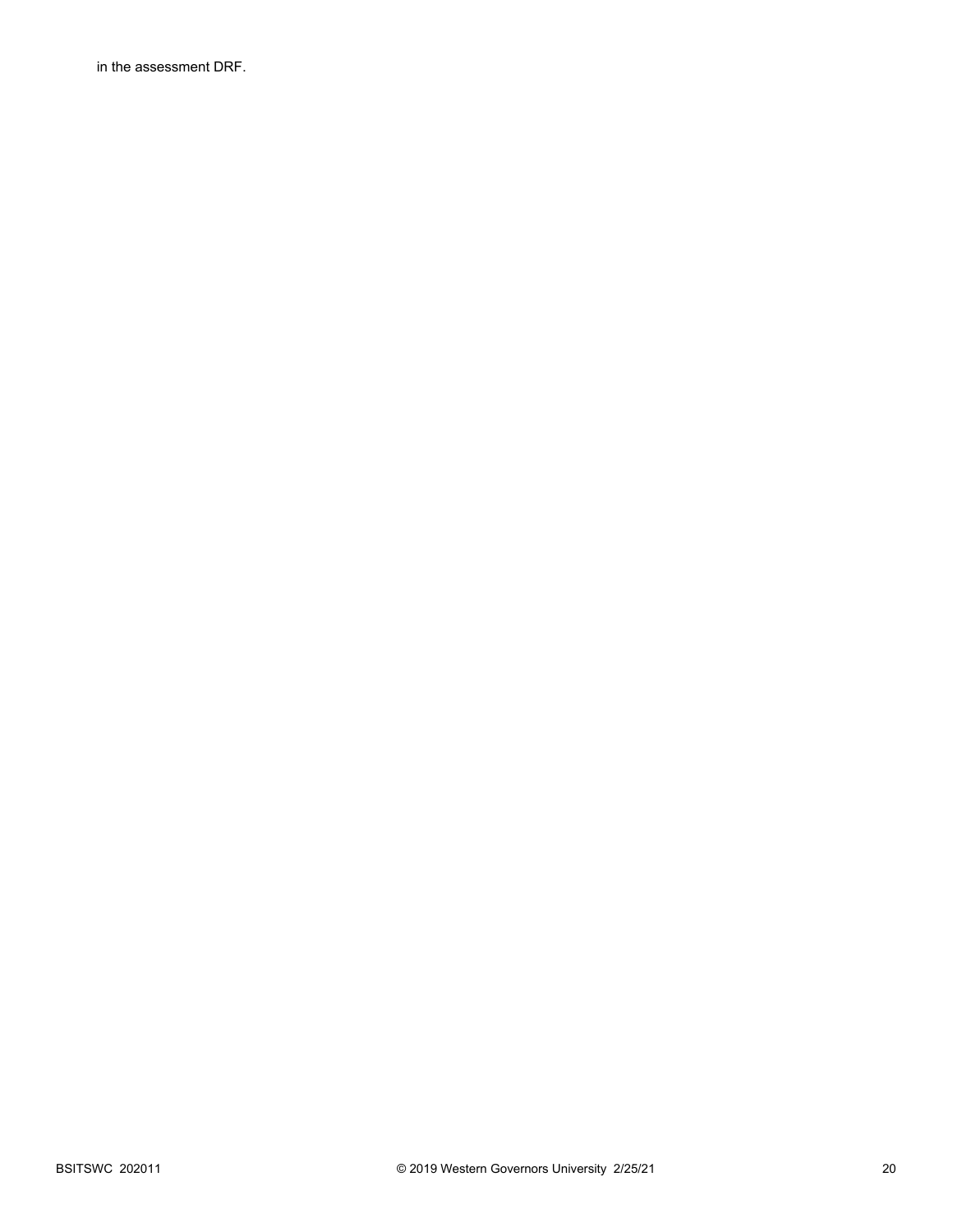in the assessment DRF.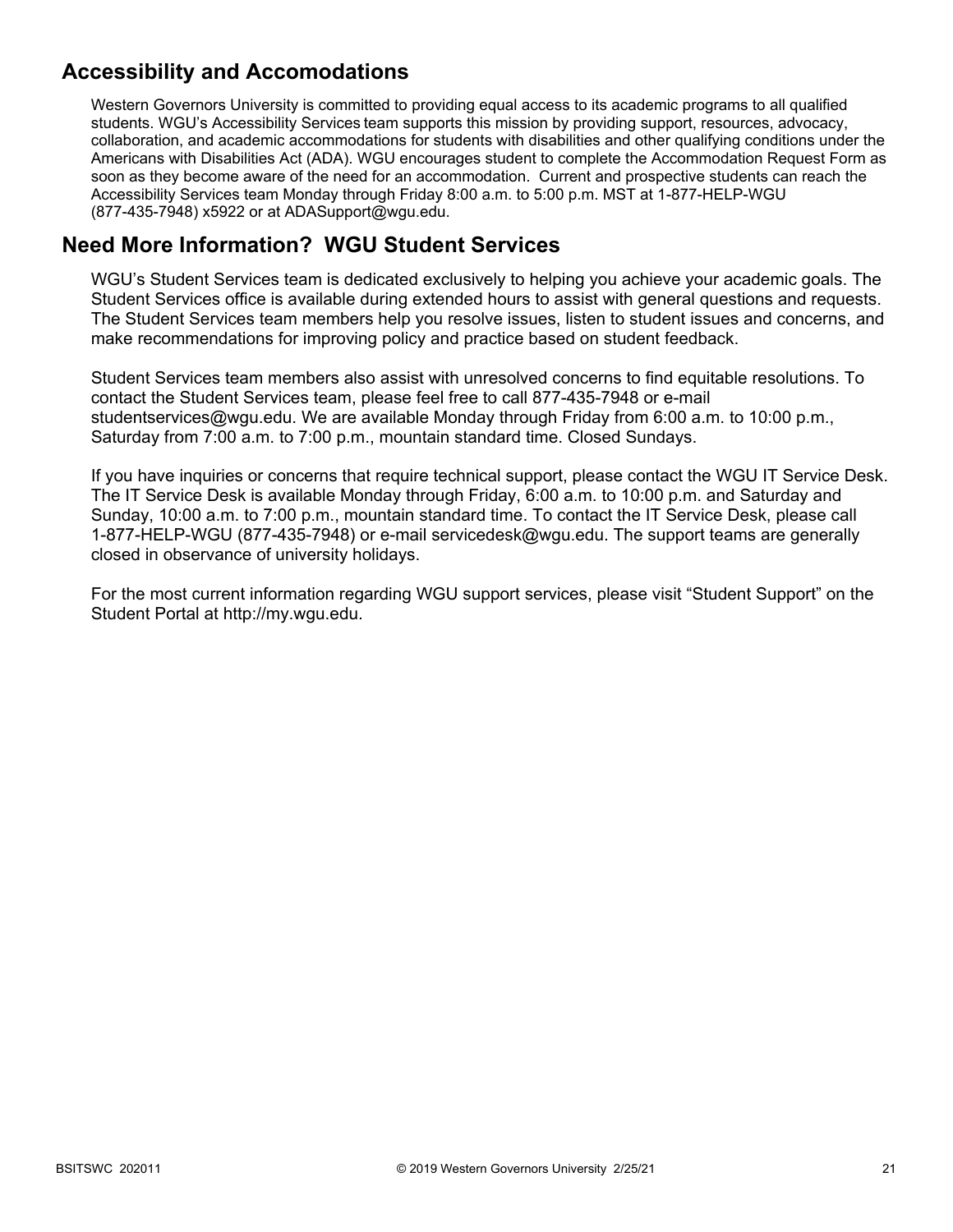## Accessibility and Accomodations

Western Governors University is committed to providing equal access to its academic programs to all qualified students. WGU's Accessibility Services team supports this mission by providing support, resources, advocacy, collaboration, and academic accommodations for students with disabilities and other qualifying conditions under the Americans with Disabilities Act (ADA). WGU encourages student to complete the Accommodation Request Form as soon as they become aware of the need for an accommodation. Current and prospective students can reach the Accessibility Services team Monday through Friday 8:00 a.m. to 5:00 p.m. MST at 1-877-HELP-WGU (877-435-7948) x5922 or at ADASupport@wgu.edu.

## Need More Information? WGU Student Services

WGU's Student Services team is dedicated exclusively to helping you achieve your academic goals. The Student Services office is available during extended hours to assist with general questions and requests. The Student Services team members help you resolve issues, listen to student issues and concerns, and make recommendations for improving policy and practice based on student feedback.

Student Services team members also assist with unresolved concerns to find equitable resolutions. To contact the Student Services team, please feel free to call 877-435-7948 or e-mail studentservices@wgu.edu. We are available Monday through Friday from 6:00 a.m. to 10:00 p.m., Saturday from 7:00 a.m. to 7:00 p.m., mountain standard time. Closed Sundays.

If you have inquiries or concerns that require technical support, please contact the WGU IT Service Desk. The IT Service Desk is available Monday through Friday, 6:00 a.m. to 10:00 p.m. and Saturday and Sunday, 10:00 a.m. to 7:00 p.m., mountain standard time. To contact the IT Service Desk, please call 1-877-HELP-WGU (877-435-7948) or e-mail servicedesk@wgu.edu. The support teams are generally closed in observance of university holidays.

For the most current information regarding WGU support services, please visit "Student Support" on the Student Portal at http://my.wgu.edu.